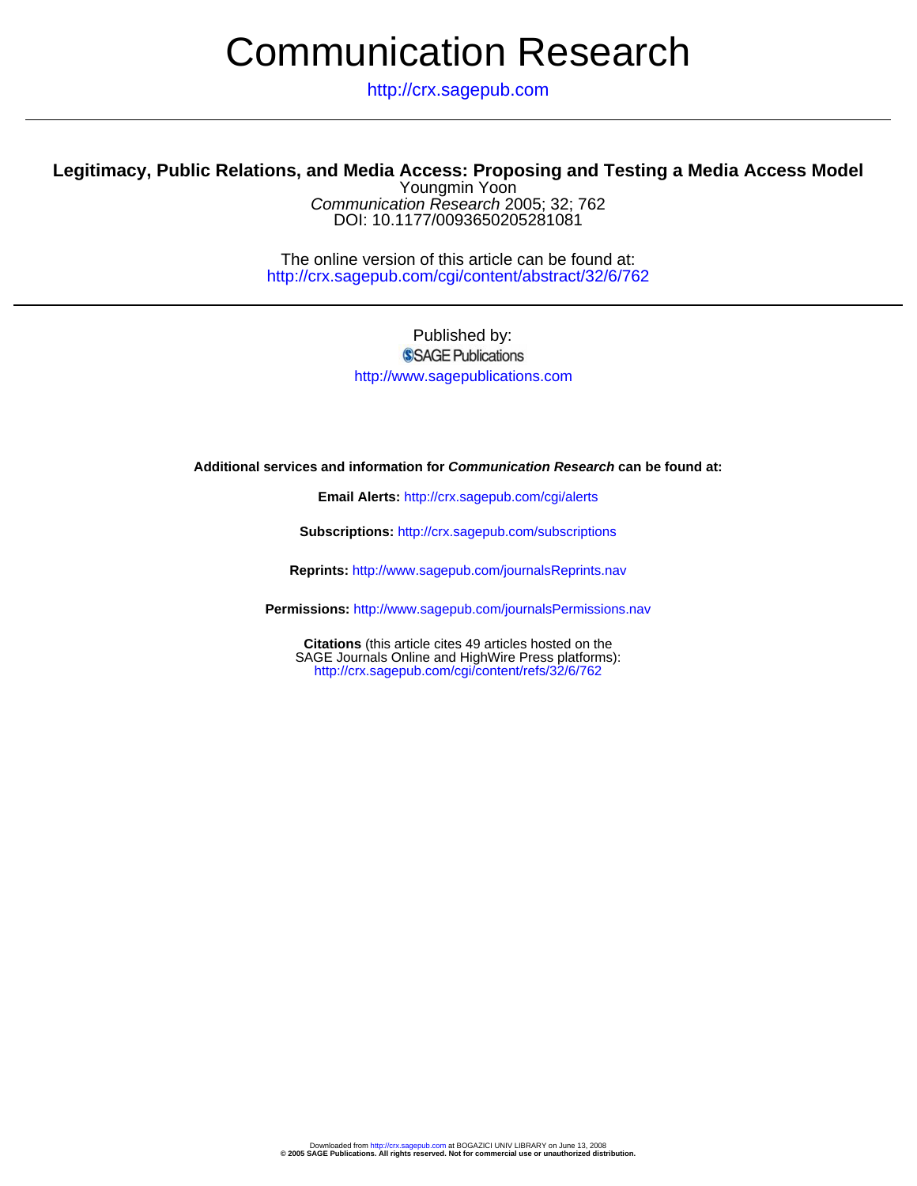# Communication Research

http://crx.sagepub.com

---

## Legitimacy, Public Relations, and Media Access: Proposing and Testing a Media Access Model

Youngmin Yoon

*Communication Research* 2005; 32; 762

DOI: 10.1177/0093650205281081

The online version of this article can be found at:
http://crx.sagepub.com/cgi/content/abstract/32/6/762

---

Published by:

SAGE Publications

http://www.sagepublications.com

**Additional services and information for *Communication Research* can be found at:**

**Email Alerts:** http://crx.sagepub.com/cgi/alerts

**Subscriptions:** http://crx.sagepub.com/subscriptions

**Reprints:** http://www.sagepub.com/journalsReprints.nav

**Permissions:** http://www.sagepub.com/journalsPermissions.nav

**Citations** (this article cites 49 articles hosted on the SAGE Journals Online and HighWire Press platforms):
http://crx.sagepub.com/cgi/content/refs/32/6/762

Downloaded from http://crx.sagepub.com at BOGAZICI UNIV LIBRARY on June 13, 2008

**© 2005 SAGE Publications. All rights reserved. Not for commercial use or unauthorized distribution.**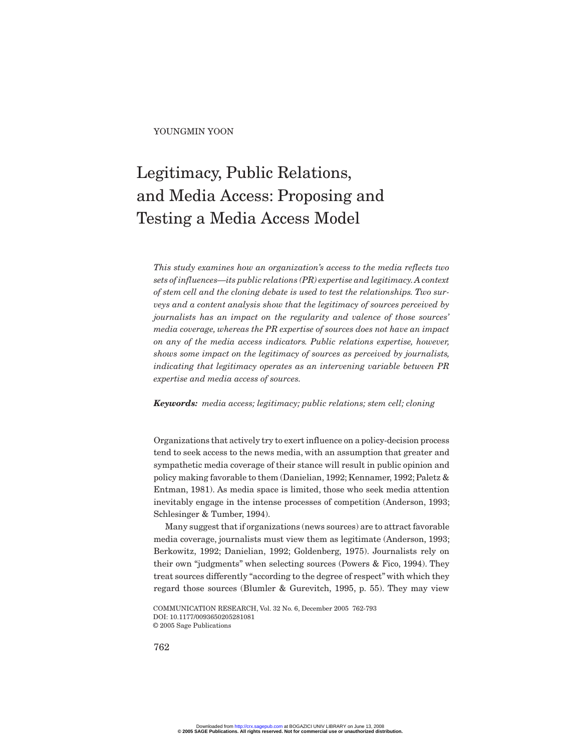YOUNGMIN YOON

# Legitimacy, Public Relations, and Media Access: Proposing and Testing a Media Access Model

*This study examines how an organization's access to the media reflects two sets of influences—its public relations (PR) expertise and legitimacy. A context of stem cell and the cloning debate is used to test the relationships. Two surveys and a content analysis show that the legitimacy of sources perceived by journalists has an impact on the regularity and valence of those sources' media coverage, whereas the PR expertise of sources does not have an impact on any of the media access indicators. Public relations expertise, however, shows some impact on the legitimacy of sources as perceived by journalists, indicating that legitimacy operates as an intervening variable between PR expertise and media access of sources.*

***Keywords:*** *media access; legitimacy; public relations; stem cell; cloning*

Organizations that actively try to exert influence on a policy-decision process tend to seek access to the news media, with an assumption that greater and sympathetic media coverage of their stance will result in public opinion and policy making favorable to them (Danielian, 1992; Kennamer, 1992; Paletz & Entman, 1981). As media space is limited, those who seek media attention inevitably engage in the intense processes of competition (Anderson, 1993; Schlesinger & Tumber, 1994).

Many suggest that if organizations (news sources) are to attract favorable media coverage, journalists must view them as legitimate (Anderson, 1993; Berkowitz, 1992; Danielian, 1992; Goldenberg, 1975). Journalists rely on their own "judgments" when selecting sources (Powers & Fico, 1994). They treat sources differently "according to the degree of respect" with which they regard those sources (Blumler & Gurevitch, 1995, p. 55). They may view

COMMUNICATION RESEARCH, Vol. 32 No. 6, December 2005 762-793
DOI: 10.1177/0093650205281081
© 2005 Sage Publications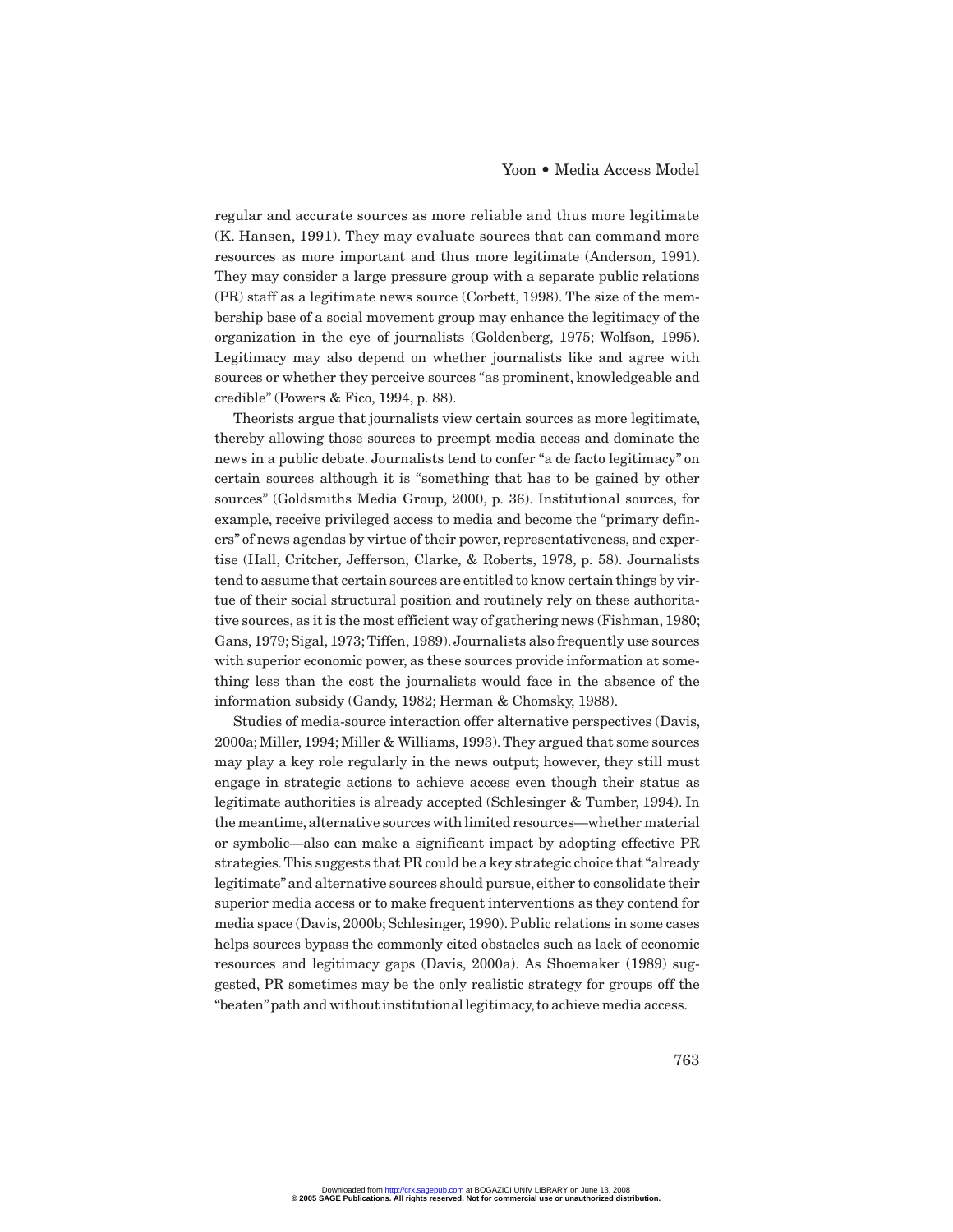regular and accurate sources as more reliable and thus more legitimate (K. Hansen, 1991). They may evaluate sources that can command more resources as more important and thus more legitimate (Anderson, 1991). They may consider a large pressure group with a separate public relations (PR) staff as a legitimate news source (Corbett, 1998). The size of the membership base of a social movement group may enhance the legitimacy of the organization in the eye of journalists (Goldenberg, 1975; Wolfson, 1995). Legitimacy may also depend on whether journalists like and agree with sources or whether they perceive sources "as prominent, knowledgeable and credible" (Powers & Fico, 1994, p. 88).

Theorists argue that journalists view certain sources as more legitimate, thereby allowing those sources to preempt media access and dominate the news in a public debate. Journalists tend to confer "a de facto legitimacy" on certain sources although it is "something that has to be gained by other sources" (Goldsmiths Media Group, 2000, p. 36). Institutional sources, for example, receive privileged access to media and become the "primary definers" of news agendas by virtue of their power, representativeness, and expertise (Hall, Critcher, Jefferson, Clarke, & Roberts, 1978, p. 58). Journalists tend to assume that certain sources are entitled to know certain things by virtue of their social structural position and routinely rely on these authoritative sources, as it is the most efficient way of gathering news (Fishman, 1980; Gans, 1979; Sigal, 1973; Tiffen, 1989). Journalists also frequently use sources with superior economic power, as these sources provide information at something less than the cost the journalists would face in the absence of the information subsidy (Gandy, 1982; Herman & Chomsky, 1988).

Studies of media-source interaction offer alternative perspectives (Davis, 2000a; Miller, 1994; Miller & Williams, 1993). They argued that some sources may play a key role regularly in the news output; however, they still must engage in strategic actions to achieve access even though their status as legitimate authorities is already accepted (Schlesinger & Tumber, 1994). In the meantime, alternative sources with limited resources—whether material or symbolic—also can make a significant impact by adopting effective PR strategies. This suggests that PR could be a key strategic choice that "already legitimate" and alternative sources should pursue, either to consolidate their superior media access or to make frequent interventions as they contend for media space (Davis, 2000b; Schlesinger, 1990). Public relations in some cases helps sources bypass the commonly cited obstacles such as lack of economic resources and legitimacy gaps (Davis, 2000a). As Shoemaker (1989) suggested, PR sometimes may be the only realistic strategy for groups off the "beaten" path and without institutional legitimacy, to achieve media access.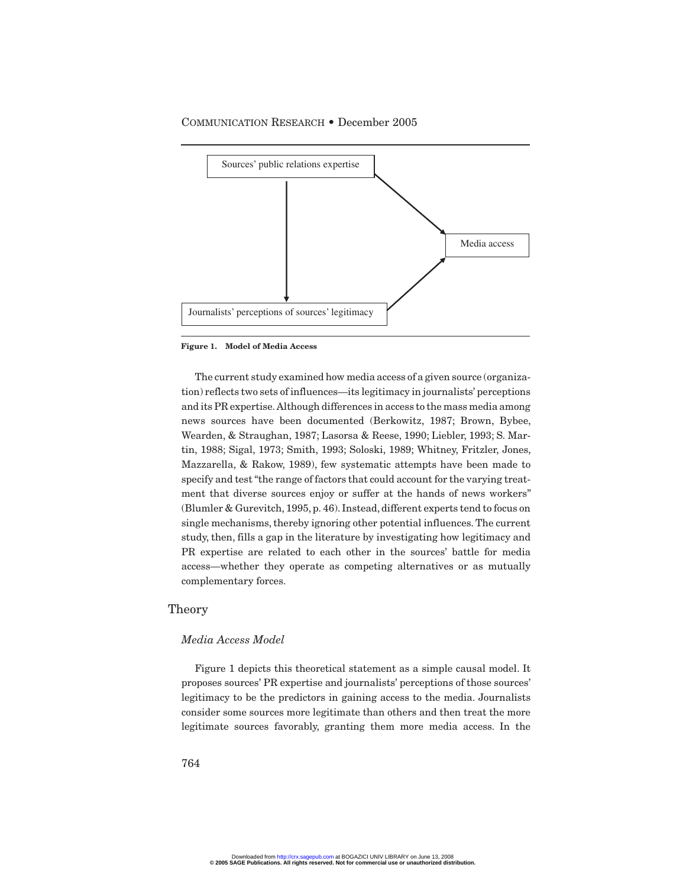Figure 1. Model of Media Access

The current study examined how media access of a given source (organization) reflects two sets of influences—its legitimacy in journalists' perceptions and its PR expertise. Although differences in access to the mass media among news sources have been documented (Berkowitz, 1987; Brown, Bybee, Wearden, & Straughan, 1987; Lasorsa & Reese, 1990; Liebler, 1993; S. Martin, 1988; Sigal, 1973; Smith, 1993; Soloski, 1989; Whitney, Fritzler, Jones, Mazzarella, & Rakow, 1989), few systematic attempts have been made to specify and test "the range of factors that could account for the varying treatment that diverse sources enjoy or suffer at the hands of news workers" (Blumler & Gurevitch, 1995, p. 46). Instead, different experts tend to focus on single mechanisms, thereby ignoring other potential influences. The current study, then, fills a gap in the literature by investigating how legitimacy and PR expertise are related to each other in the sources' battle for media access—whether they operate as competing alternatives or as mutually complementary forces.

## Theory

### *Media Access Model*

Figure 1 depicts this theoretical statement as a simple causal model. It proposes sources' PR expertise and journalists' perceptions of those sources' legitimacy to be the predictors in gaining access to the media. Journalists consider some sources more legitimate than others and then treat the more legitimate sources favorably, granting them more media access. In the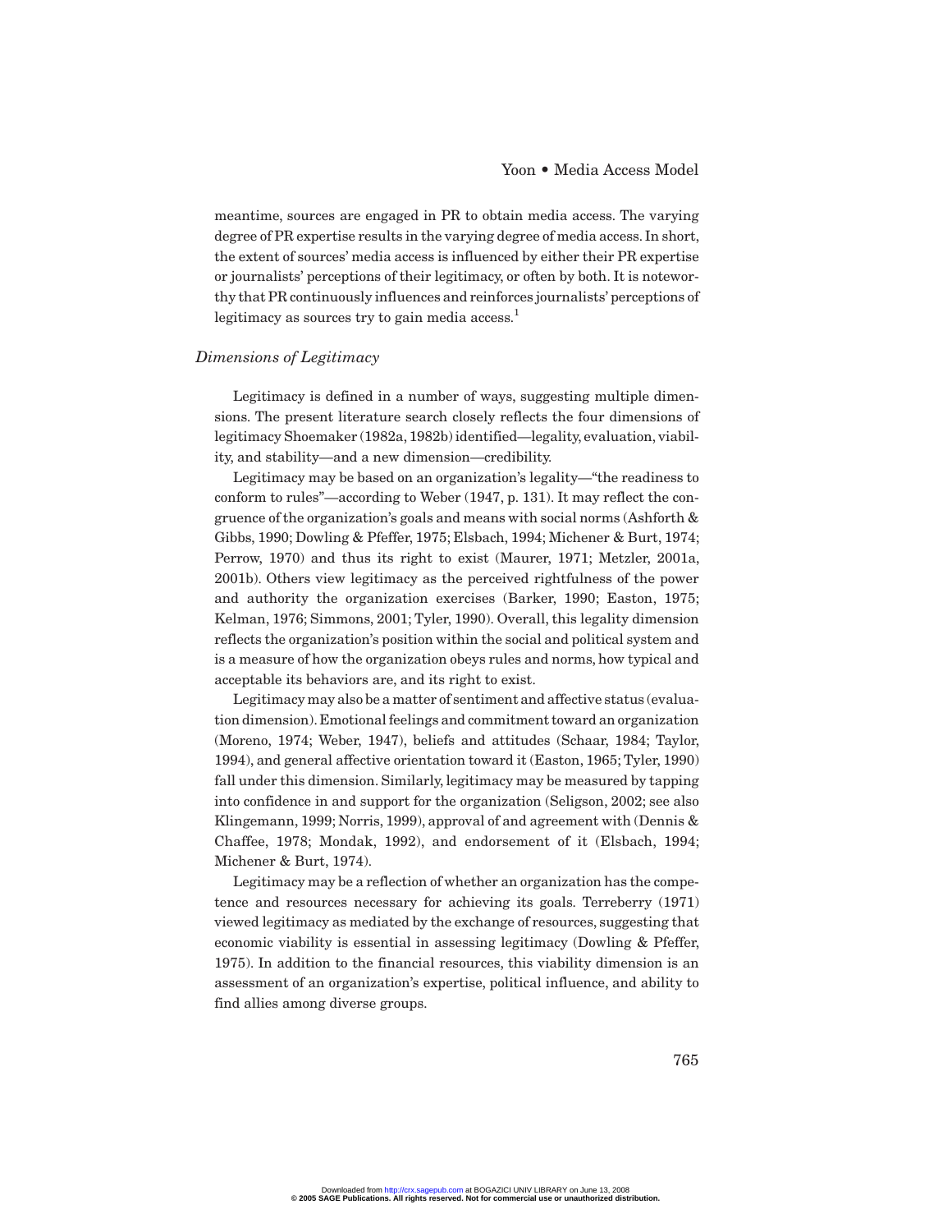meantime, sources are engaged in PR to obtain media access. The varying degree of PR expertise results in the varying degree of media access. In short, the extent of sources' media access is influenced by either their PR expertise or journalists' perceptions of their legitimacy, or often by both. It is noteworthy that PR continuously influences and reinforces journalists' perceptions of legitimacy as sources try to gain media access.[1]

### *Dimensions of Legitimacy*

Legitimacy is defined in a number of ways, suggesting multiple dimensions. The present literature search closely reflects the four dimensions of legitimacy Shoemaker (1982a, 1982b) identified—legality, evaluation, viability, and stability—and a new dimension—credibility.

Legitimacy may be based on an organization's legality—"the readiness to conform to rules"—according to Weber (1947, p. 131). It may reflect the congruence of the organization's goals and means with social norms (Ashforth & Gibbs, 1990; Dowling & Pfeffer, 1975; Elsbach, 1994; Michener & Burt, 1974; Perrow, 1970) and thus its right to exist (Maurer, 1971; Metzler, 2001a, 2001b). Others view legitimacy as the perceived rightfulness of the power and authority the organization exercises (Barker, 1990; Easton, 1975; Kelman, 1976; Simmons, 2001; Tyler, 1990). Overall, this legality dimension reflects the organization's position within the social and political system and is a measure of how the organization obeys rules and norms, how typical and acceptable its behaviors are, and its right to exist.

Legitimacy may also be a matter of sentiment and affective status (evaluation dimension). Emotional feelings and commitment toward an organization (Moreno, 1974; Weber, 1947), beliefs and attitudes (Schaar, 1984; Taylor, 1994), and general affective orientation toward it (Easton, 1965; Tyler, 1990) fall under this dimension. Similarly, legitimacy may be measured by tapping into confidence in and support for the organization (Seligson, 2002; see also Klingemann, 1999; Norris, 1999), approval of and agreement with (Dennis & Chaffee, 1978; Mondak, 1992), and endorsement of it (Elsbach, 1994; Michener & Burt, 1974).

Legitimacy may be a reflection of whether an organization has the competence and resources necessary for achieving its goals. Terreberry (1971) viewed legitimacy as mediated by the exchange of resources, suggesting that economic viability is essential in assessing legitimacy (Dowling & Pfeffer, 1975). In addition to the financial resources, this viability dimension is an assessment of an organization's expertise, political influence, and ability to find allies among diverse groups.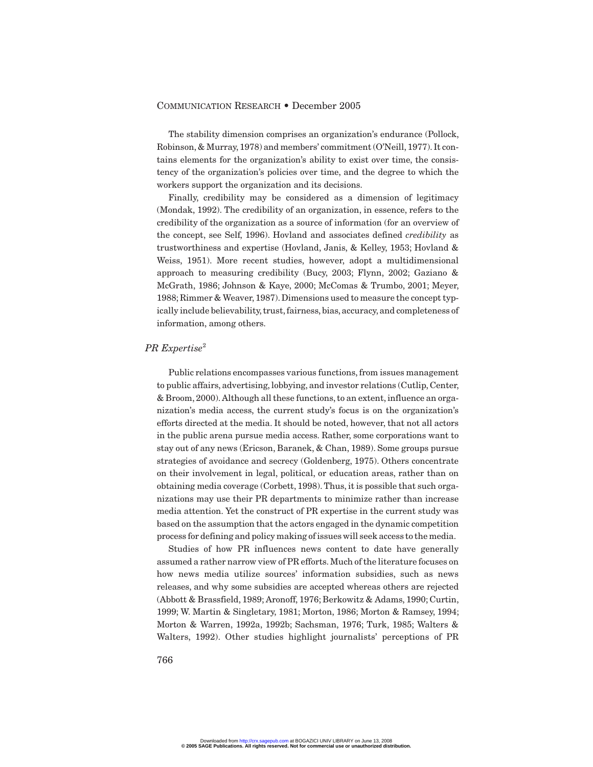The stability dimension comprises an organization's endurance (Pollock, Robinson, & Murray, 1978) and members' commitment (O'Neill, 1977). It contains elements for the organization's ability to exist over time, the consistency of the organization's policies over time, and the degree to which the workers support the organization and its decisions.

Finally, credibility may be considered as a dimension of legitimacy (Mondak, 1992). The credibility of an organization, in essence, refers to the credibility of the organization as a source of information (for an overview of the concept, see Self, 1996). Hovland and associates defined *credibility* as trustworthiness and expertise (Hovland, Janis, & Kelley, 1953; Hovland & Weiss, 1951). More recent studies, however, adopt a multidimensional approach to measuring credibility (Bucy, 2003; Flynn, 2002; Gaziano & McGrath, 1986; Johnson & Kaye, 2000; McComas & Trumbo, 2001; Meyer, 1988; Rimmer & Weaver, 1987). Dimensions used to measure the concept typically include believability, trust, fairness, bias, accuracy, and completeness of information, among others.

### *PR Expertise*[2]

Public relations encompasses various functions, from issues management to public affairs, advertising, lobbying, and investor relations (Cutlip, Center, & Broom, 2000). Although all these functions, to an extent, influence an organization's media access, the current study's focus is on the organization's efforts directed at the media. It should be noted, however, that not all actors in the public arena pursue media access. Rather, some corporations want to stay out of any news (Ericson, Baranek, & Chan, 1989). Some groups pursue strategies of avoidance and secrecy (Goldenberg, 1975). Others concentrate on their involvement in legal, political, or education areas, rather than on obtaining media coverage (Corbett, 1998). Thus, it is possible that such organizations may use their PR departments to minimize rather than increase media attention. Yet the construct of PR expertise in the current study was based on the assumption that the actors engaged in the dynamic competition process for defining and policy making of issues will seek access to the media.

Studies of how PR influences news content to date have generally assumed a rather narrow view of PR efforts. Much of the literature focuses on how news media utilize sources' information subsidies, such as news releases, and why some subsidies are accepted whereas others are rejected (Abbott & Brassfield, 1989; Aronoff, 1976; Berkowitz & Adams, 1990; Curtin, 1999; W. Martin & Singletary, 1981; Morton, 1986; Morton & Ramsey, 1994; Morton & Warren, 1992a, 1992b; Sachsman, 1976; Turk, 1985; Walters & Walters, 1992). Other studies highlight journalists' perceptions of PR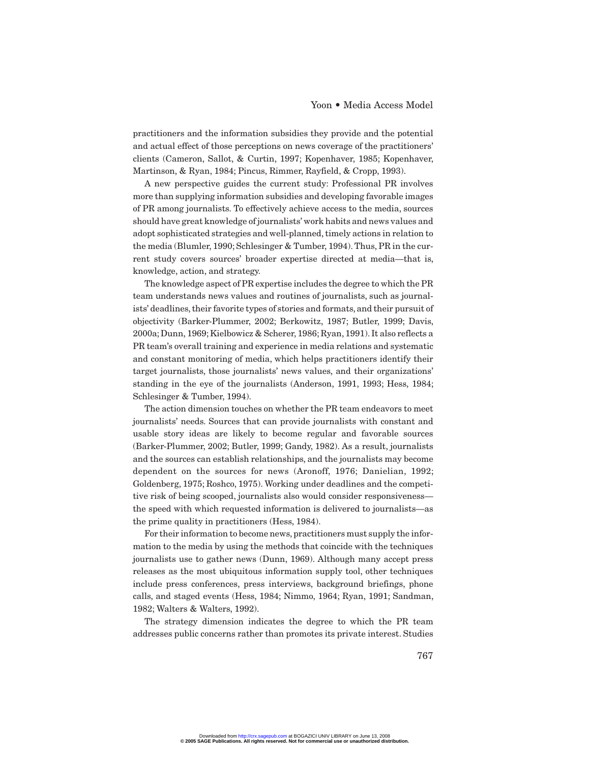practitioners and the information subsidies they provide and the potential and actual effect of those perceptions on news coverage of the practitioners' clients (Cameron, Sallot, & Curtin, 1997; Kopenhaver, 1985; Kopenhaver, Martinson, & Ryan, 1984; Pincus, Rimmer, Rayfield, & Cropp, 1993).

A new perspective guides the current study: Professional PR involves more than supplying information subsidies and developing favorable images of PR among journalists. To effectively achieve access to the media, sources should have great knowledge of journalists' work habits and news values and adopt sophisticated strategies and well-planned, timely actions in relation to the media (Blumler, 1990; Schlesinger & Tumber, 1994). Thus, PR in the current study covers sources' broader expertise directed at media—that is, knowledge, action, and strategy.

The knowledge aspect of PR expertise includes the degree to which the PR team understands news values and routines of journalists, such as journalists' deadlines, their favorite types of stories and formats, and their pursuit of objectivity (Barker-Plummer, 2002; Berkowitz, 1987; Butler, 1999; Davis, 2000a; Dunn, 1969; Kielbowicz & Scherer, 1986; Ryan, 1991). It also reflects a PR team's overall training and experience in media relations and systematic and constant monitoring of media, which helps practitioners identify their target journalists, those journalists' news values, and their organizations' standing in the eye of the journalists (Anderson, 1991, 1993; Hess, 1984; Schlesinger & Tumber, 1994).

The action dimension touches on whether the PR team endeavors to meet journalists' needs. Sources that can provide journalists with constant and usable story ideas are likely to become regular and favorable sources (Barker-Plummer, 2002; Butler, 1999; Gandy, 1982). As a result, journalists and the sources can establish relationships, and the journalists may become dependent on the sources for news (Aronoff, 1976; Danielian, 1992; Goldenberg, 1975; Roshco, 1975). Working under deadlines and the competitive risk of being scooped, journalists also would consider responsiveness—the speed with which requested information is delivered to journalists—as the prime quality in practitioners (Hess, 1984).

For their information to become news, practitioners must supply the information to the media by using the methods that coincide with the techniques journalists use to gather news (Dunn, 1969). Although many accept press releases as the most ubiquitous information supply tool, other techniques include press conferences, press interviews, background briefings, phone calls, and staged events (Hess, 1984; Nimmo, 1964; Ryan, 1991; Sandman, 1982; Walters & Walters, 1992).

The strategy dimension indicates the degree to which the PR team addresses public concerns rather than promotes its private interest. Studies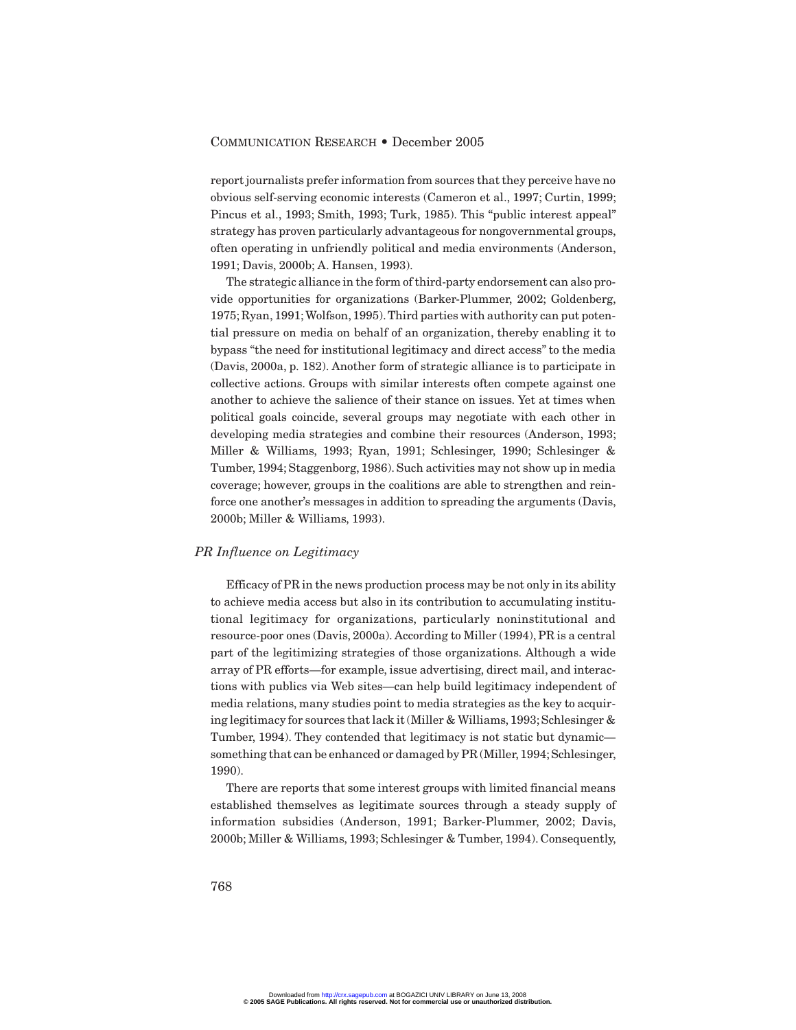report journalists prefer information from sources that they perceive have no obvious self-serving economic interests (Cameron et al., 1997; Curtin, 1999; Pincus et al., 1993; Smith, 1993; Turk, 1985). This "public interest appeal" strategy has proven particularly advantageous for nongovernmental groups, often operating in unfriendly political and media environments (Anderson, 1991; Davis, 2000b; A. Hansen, 1993).

The strategic alliance in the form of third-party endorsement can also provide opportunities for organizations (Barker-Plummer, 2002; Goldenberg, 1975; Ryan, 1991; Wolfson, 1995). Third parties with authority can put potential pressure on media on behalf of an organization, thereby enabling it to bypass "the need for institutional legitimacy and direct access" to the media (Davis, 2000a, p. 182). Another form of strategic alliance is to participate in collective actions. Groups with similar interests often compete against one another to achieve the salience of their stance on issues. Yet at times when political goals coincide, several groups may negotiate with each other in developing media strategies and combine their resources (Anderson, 1993; Miller & Williams, 1993; Ryan, 1991; Schlesinger, 1990; Schlesinger & Tumber, 1994; Staggenborg, 1986). Such activities may not show up in media coverage; however, groups in the coalitions are able to strengthen and reinforce one another's messages in addition to spreading the arguments (Davis, 2000b; Miller & Williams, 1993).

### *PR Influence on Legitimacy*

Efficacy of PR in the news production process may be not only in its ability to achieve media access but also in its contribution to accumulating institutional legitimacy for organizations, particularly noninstitutional and resource-poor ones (Davis, 2000a). According to Miller (1994), PR is a central part of the legitimizing strategies of those organizations. Although a wide array of PR efforts—for example, issue advertising, direct mail, and interactions with publics via Web sites—can help build legitimacy independent of media relations, many studies point to media strategies as the key to acquiring legitimacy for sources that lack it (Miller & Williams, 1993; Schlesinger & Tumber, 1994). They contended that legitimacy is not static but dynamic—something that can be enhanced or damaged by PR (Miller, 1994; Schlesinger, 1990).

There are reports that some interest groups with limited financial means established themselves as legitimate sources through a steady supply of information subsidies (Anderson, 1991; Barker-Plummer, 2002; Davis, 2000b; Miller & Williams, 1993; Schlesinger & Tumber, 1994). Consequently,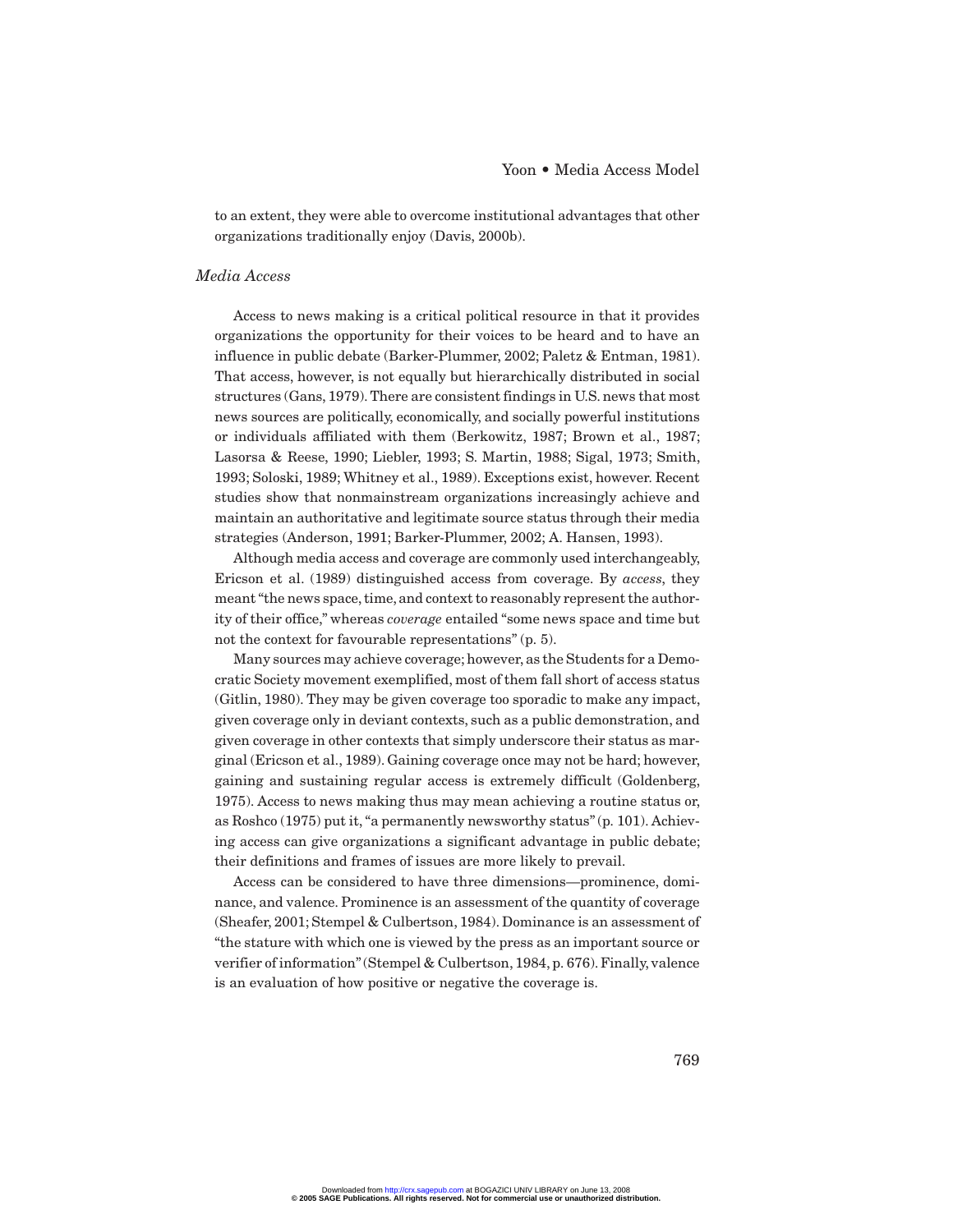to an extent, they were able to overcome institutional advantages that other organizations traditionally enjoy (Davis, 2000b).

### *Media Access*

Access to news making is a critical political resource in that it provides organizations the opportunity for their voices to be heard and to have an influence in public debate (Barker-Plummer, 2002; Paletz & Entman, 1981). That access, however, is not equally but hierarchically distributed in social structures (Gans, 1979). There are consistent findings in U.S. news that most news sources are politically, economically, and socially powerful institutions or individuals affiliated with them (Berkowitz, 1987; Brown et al., 1987; Lasorsa & Reese, 1990; Liebler, 1993; S. Martin, 1988; Sigal, 1973; Smith, 1993; Soloski, 1989; Whitney et al., 1989). Exceptions exist, however. Recent studies show that nonmainstream organizations increasingly achieve and maintain an authoritative and legitimate source status through their media strategies (Anderson, 1991; Barker-Plummer, 2002; A. Hansen, 1993).

Although media access and coverage are commonly used interchangeably, Ericson et al. (1989) distinguished access from coverage. By *access*, they meant "the news space, time, and context to reasonably represent the authority of their office," whereas *coverage* entailed "some news space and time but not the context for favourable representations" (p. 5).

Many sources may achieve coverage; however, as the Students for a Democratic Society movement exemplified, most of them fall short of access status (Gitlin, 1980). They may be given coverage too sporadic to make any impact, given coverage only in deviant contexts, such as a public demonstration, and given coverage in other contexts that simply underscore their status as marginal (Ericson et al., 1989). Gaining coverage once may not be hard; however, gaining and sustaining regular access is extremely difficult (Goldenberg, 1975). Access to news making thus may mean achieving a routine status or, as Roshco (1975) put it, "a permanently newsworthy status" (p. 101). Achieving access can give organizations a significant advantage in public debate; their definitions and frames of issues are more likely to prevail.

Access can be considered to have three dimensions—prominence, dominance, and valence. Prominence is an assessment of the quantity of coverage (Sheafer, 2001; Stempel & Culbertson, 1984). Dominance is an assessment of "the stature with which one is viewed by the press as an important source or verifier of information" (Stempel & Culbertson, 1984, p. 676). Finally, valence is an evaluation of how positive or negative the coverage is.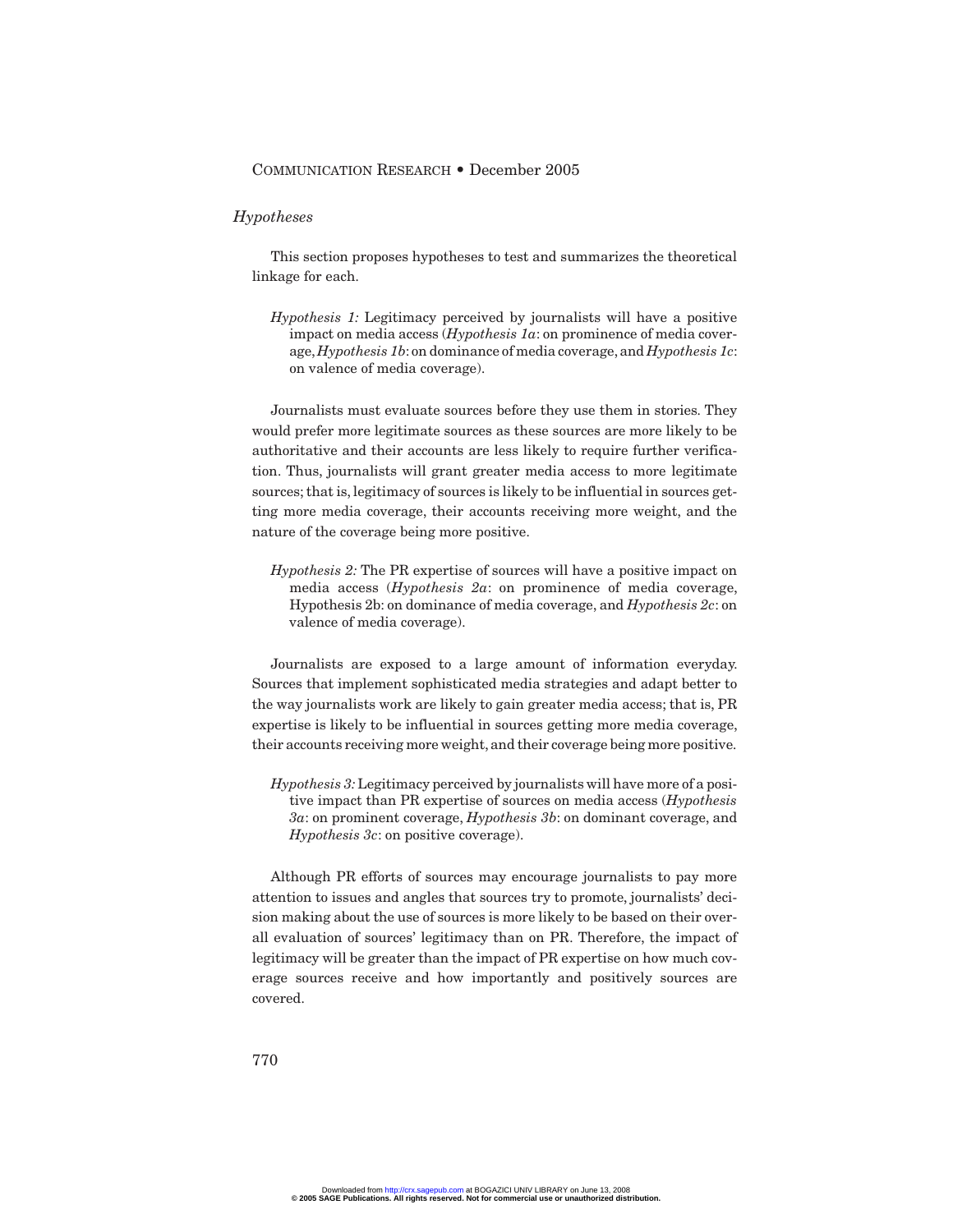### *Hypotheses*

This section proposes hypotheses to test and summarizes the theoretical linkage for each.

> *Hypothesis 1:* Legitimacy perceived by journalists will have a positive impact on media access (*Hypothesis 1a*: on prominence of media coverage, *Hypothesis 1b*: on dominance of media coverage, and *Hypothesis 1c*: on valence of media coverage).

Journalists must evaluate sources before they use them in stories. They would prefer more legitimate sources as these sources are more likely to be authoritative and their accounts are less likely to require further verification. Thus, journalists will grant greater media access to more legitimate sources; that is, legitimacy of sources is likely to be influential in sources getting more media coverage, their accounts receiving more weight, and the nature of the coverage being more positive.

> *Hypothesis 2:* The PR expertise of sources will have a positive impact on media access (*Hypothesis 2a*: on prominence of media coverage, Hypothesis 2b: on dominance of media coverage, and *Hypothesis 2c*: on valence of media coverage).

Journalists are exposed to a large amount of information everyday. Sources that implement sophisticated media strategies and adapt better to the way journalists work are likely to gain greater media access; that is, PR expertise is likely to be influential in sources getting more media coverage, their accounts receiving more weight, and their coverage being more positive.

> *Hypothesis 3:* Legitimacy perceived by journalists will have more of a positive impact than PR expertise of sources on media access (*Hypothesis 3a*: on prominent coverage, *Hypothesis 3b*: on dominant coverage, and *Hypothesis 3c*: on positive coverage).

Although PR efforts of sources may encourage journalists to pay more attention to issues and angles that sources try to promote, journalists' decision making about the use of sources is more likely to be based on their overall evaluation of sources' legitimacy than on PR. Therefore, the impact of legitimacy will be greater than the impact of PR expertise on how much coverage sources receive and how importantly and positively sources are covered.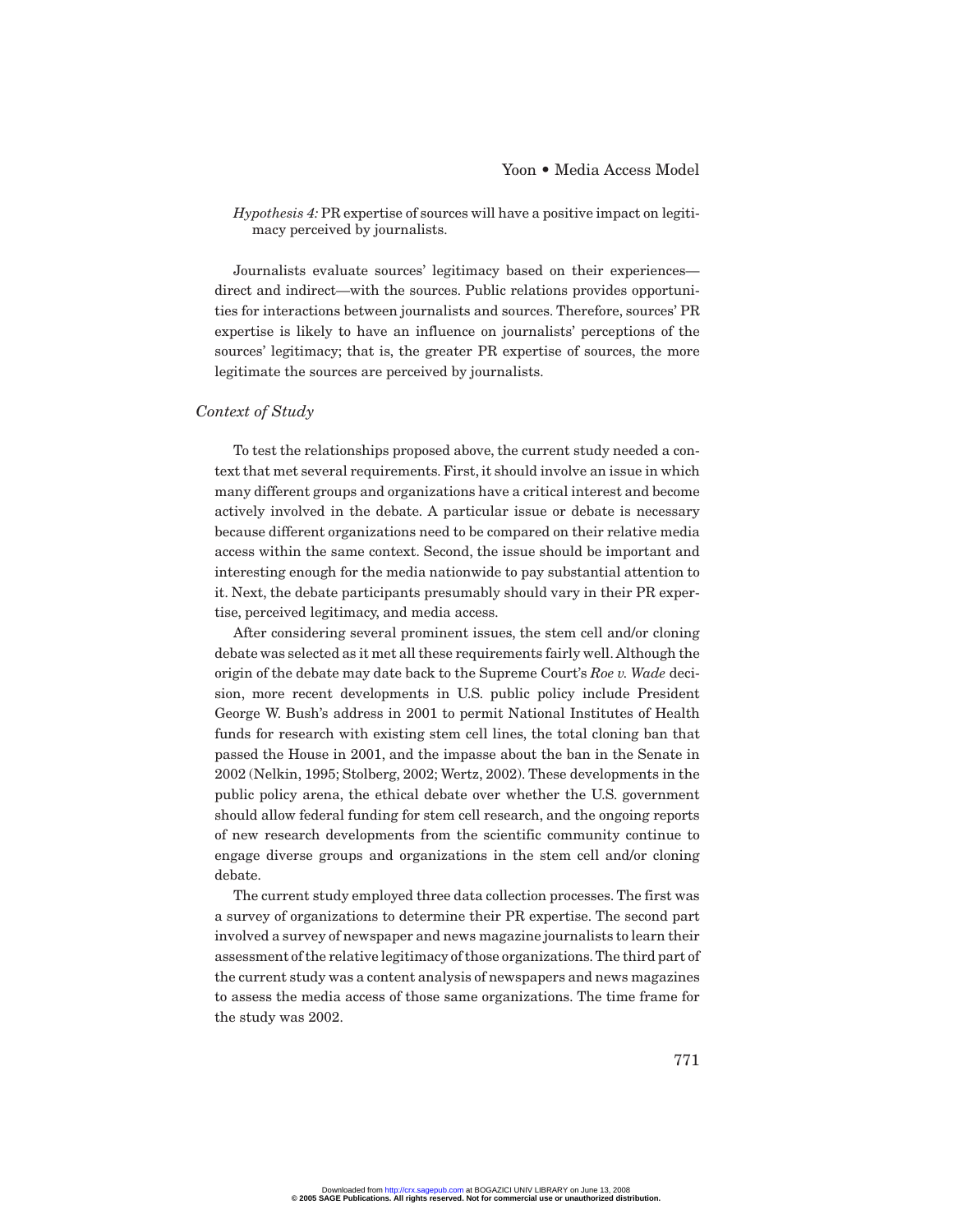*Hypothesis 4:* PR expertise of sources will have a positive impact on legitimacy perceived by journalists.

Journalists evaluate sources' legitimacy based on their experiences—direct and indirect—with the sources. Public relations provides opportunities for interactions between journalists and sources. Therefore, sources' PR expertise is likely to have an influence on journalists' perceptions of the sources' legitimacy; that is, the greater PR expertise of sources, the more legitimate the sources are perceived by journalists.

### *Context of Study*

To test the relationships proposed above, the current study needed a context that met several requirements. First, it should involve an issue in which many different groups and organizations have a critical interest and become actively involved in the debate. A particular issue or debate is necessary because different organizations need to be compared on their relative media access within the same context. Second, the issue should be important and interesting enough for the media nationwide to pay substantial attention to it. Next, the debate participants presumably should vary in their PR expertise, perceived legitimacy, and media access.

After considering several prominent issues, the stem cell and/or cloning debate was selected as it met all these requirements fairly well. Although the origin of the debate may date back to the Supreme Court's *Roe v. Wade* decision, more recent developments in U.S. public policy include President George W. Bush's address in 2001 to permit National Institutes of Health funds for research with existing stem cell lines, the total cloning ban that passed the House in 2001, and the impasse about the ban in the Senate in 2002 (Nelkin, 1995; Stolberg, 2002; Wertz, 2002). These developments in the public policy arena, the ethical debate over whether the U.S. government should allow federal funding for stem cell research, and the ongoing reports of new research developments from the scientific community continue to engage diverse groups and organizations in the stem cell and/or cloning debate.

The current study employed three data collection processes. The first was a survey of organizations to determine their PR expertise. The second part involved a survey of newspaper and news magazine journalists to learn their assessment of the relative legitimacy of those organizations. The third part of the current study was a content analysis of newspapers and news magazines to assess the media access of those same organizations. The time frame for the study was 2002.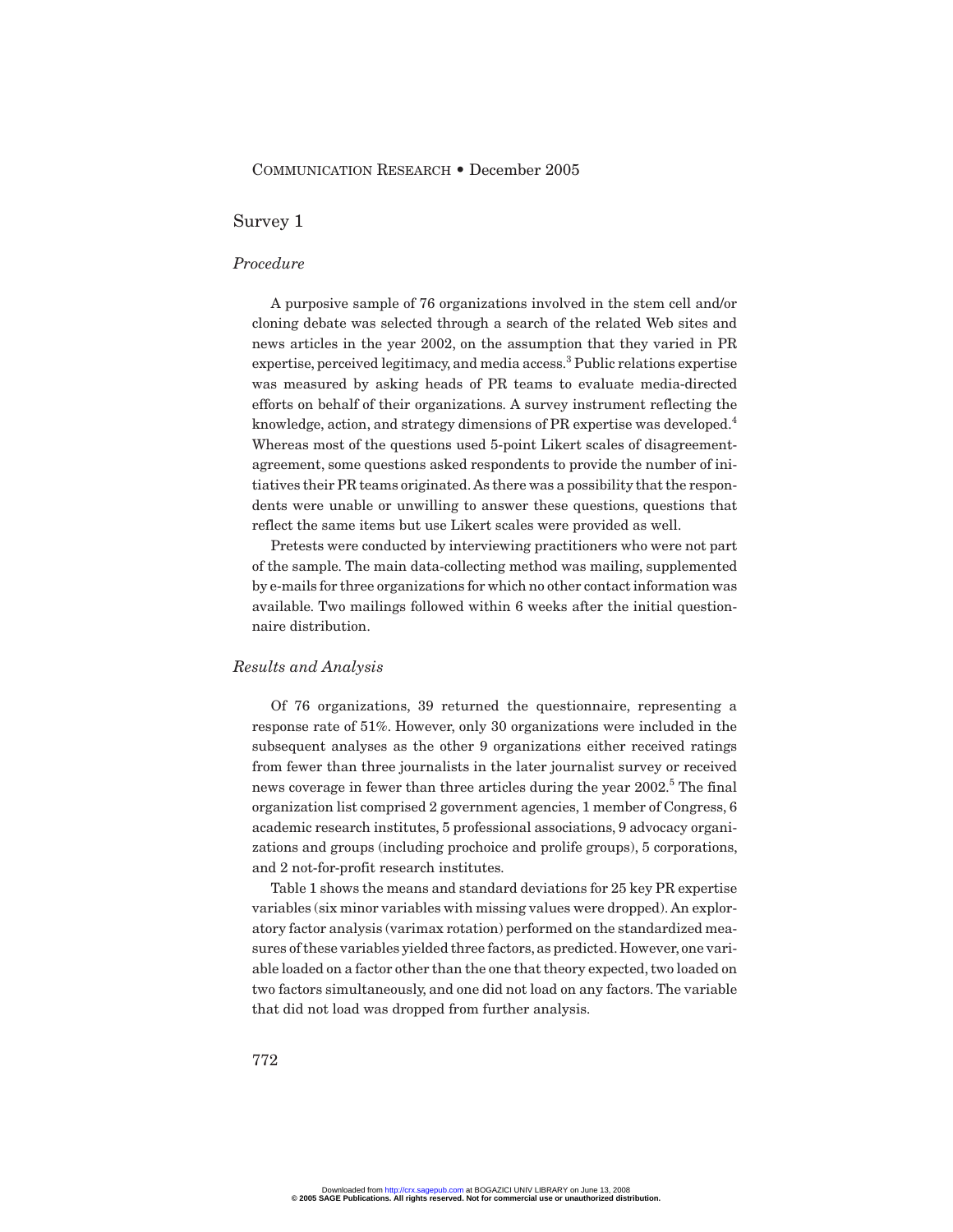## Survey 1

### *Procedure*

A purposive sample of 76 organizations involved in the stem cell and/or cloning debate was selected through a search of the related Web sites and news articles in the year 2002, on the assumption that they varied in PR expertise, perceived legitimacy, and media access.[3] Public relations expertise was measured by asking heads of PR teams to evaluate media-directed efforts on behalf of their organizations. A survey instrument reflecting the knowledge, action, and strategy dimensions of PR expertise was developed.[4] Whereas most of the questions used 5-point Likert scales of disagreement-agreement, some questions asked respondents to provide the number of initiatives their PR teams originated. As there was a possibility that the respondents were unable or unwilling to answer these questions, questions that reflect the same items but use Likert scales were provided as well.

Pretests were conducted by interviewing practitioners who were not part of the sample. The main data-collecting method was mailing, supplemented by e-mails for three organizations for which no other contact information was available. Two mailings followed within 6 weeks after the initial questionnaire distribution.

### *Results and Analysis*

Of 76 organizations, 39 returned the questionnaire, representing a response rate of 51%. However, only 30 organizations were included in the subsequent analyses as the other 9 organizations either received ratings from fewer than three journalists in the later journalist survey or received news coverage in fewer than three articles during the year 2002.[5] The final organization list comprised 2 government agencies, 1 member of Congress, 6 academic research institutes, 5 professional associations, 9 advocacy organizations and groups (including prochoice and prolife groups), 5 corporations, and 2 not-for-profit research institutes.

Table 1 shows the means and standard deviations for 25 key PR expertise variables (six minor variables with missing values were dropped). An exploratory factor analysis (varimax rotation) performed on the standardized measures of these variables yielded three factors, as predicted. However, one variable loaded on a factor other than the one that theory expected, two loaded on two factors simultaneously, and one did not load on any factors. The variable that did not load was dropped from further analysis.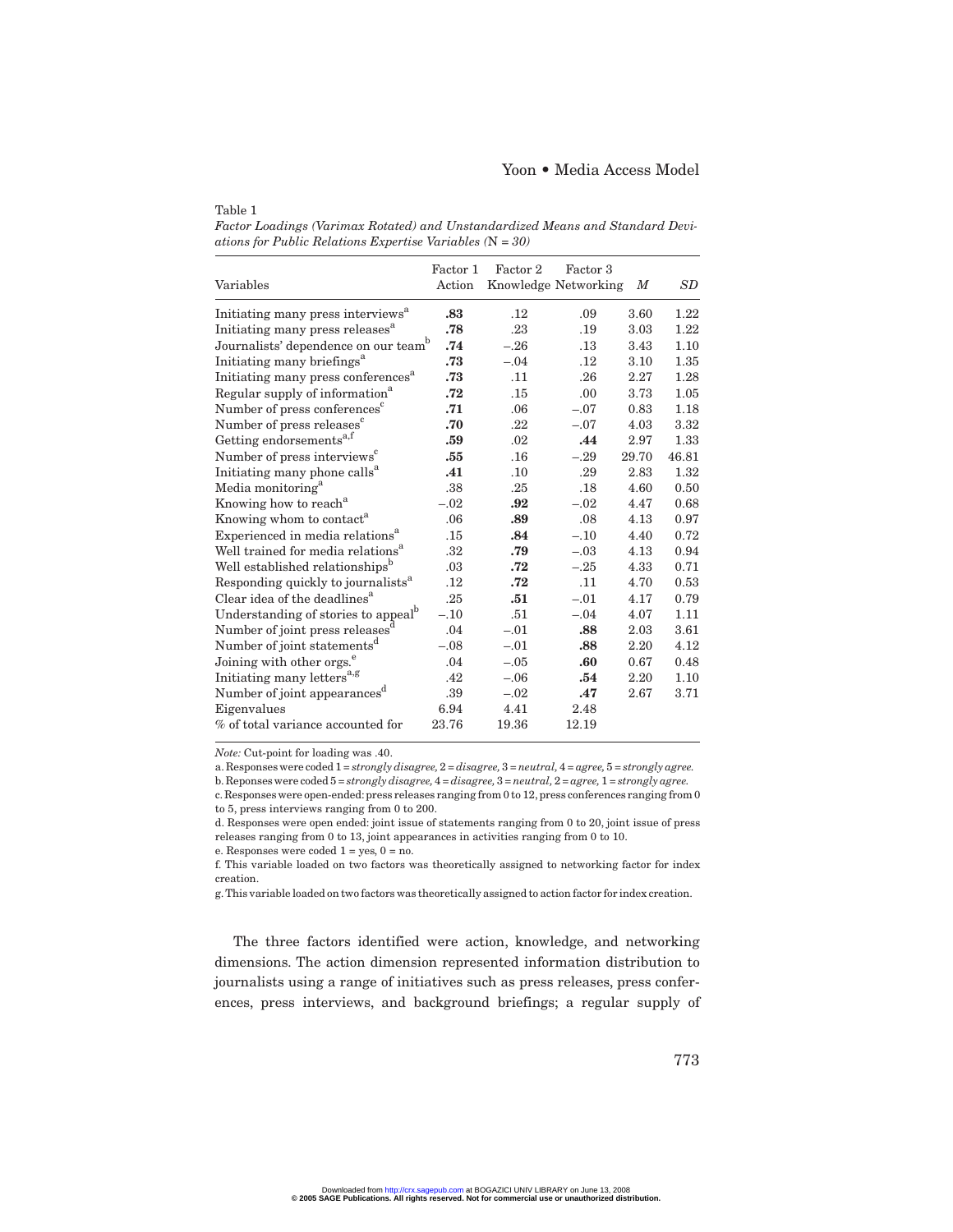Table 1

*Factor Loadings (Varimax Rotated) and Unstandardized Means and Standard Deviations for Public Relations Expertise Variables (N = 30)*

| Variables | Factor 1 Action | Factor 2 Knowledge | Factor 3 Networking | *M* | *SD* |
|---|---|---|---|---|---|
| Initiating many press interviews[a] | **.83** | .12 | .09 | 3.60 | 1.22 |
| Initiating many press releases[a] | **.78** | .23 | .19 | 3.03 | 1.22 |
| Journalists' dependence on our team[b] | **.74** | –.26 | .13 | 3.43 | 1.10 |
| Initiating many briefings[a] | **.73** | –.04 | .12 | 3.10 | 1.35 |
| Initiating many press conferences[a] | **.73** | .11 | .26 | 2.27 | 1.28 |
| Regular supply of information[a] | **.72** | .15 | .00 | 3.73 | 1.05 |
| Number of press conferences[c] | **.71** | .06 | –.07 | 0.83 | 1.18 |
| Number of press releases[c] | **.70** | .22 | –.07 | 4.03 | 3.32 |
| Getting endorsements[a,f] | **.59** | .02 | **.44** | 2.97 | 1.33 |
| Number of press interviews[c] | **.55** | .16 | –.29 | 29.70 | 46.81 |
| Initiating many phone calls[a] | **.41** | .10 | .29 | 2.83 | 1.32 |
| Media monitoring[a] | .38 | .25 | .18 | 4.60 | 0.50 |
| Knowing how to reach[a] | –.02 | **.92** | –.02 | 4.47 | 0.68 |
| Knowing whom to contact[a] | .06 | **.89** | .08 | 4.13 | 0.97 |
| Experienced in media relations[a] | .15 | **.84** | –.10 | 4.40 | 0.72 |
| Well trained for media relations[a] | .32 | **.79** | –.03 | 4.13 | 0.94 |
| Well established relationships[b] | .03 | **.72** | –.25 | 4.33 | 0.71 |
| Responding quickly to journalists[a] | .12 | **.72** | .11 | 4.70 | 0.53 |
| Clear idea of the deadlines[a] | .25 | **.51** | –.01 | 4.17 | 0.79 |
| Understanding of stories to appeal[b] | –.10 | .51 | –.04 | 4.07 | 1.11 |
| Number of joint press releases[d] | .04 | –.01 | **.88** | 2.03 | 3.61 |
| Number of joint statements[d] | –.08 | –.01 | **.88** | 2.20 | 4.12 |
| Joining with other orgs.[e] | .04 | –.05 | **.60** | 0.67 | 0.48 |
| Initiating many letters[a,g] | .42 | –.06 | **.54** | 2.20 | 1.10 |
| Number of joint appearances[d] | .39 | –.02 | **.47** | 2.67 | 3.71 |
| Eigenvalues | 6.94 | 4.41 | 2.48 | | |
| % of total variance accounted for | 23.76 | 19.36 | 12.19 | | |

*Note:* Cut-point for loading was .40.

a. Responses were coded 1 = *strongly disagree,* 2 = *disagree,* 3 = *neutral,* 4 = *agree,* 5 = *strongly agree.*

b. Reponses were coded 5 = *strongly disagree,* 4 = *disagree,* 3 = *neutral,* 2 = *agree,* 1 = *strongly agree.*

c. Responses were open-ended: press releases ranging from 0 to 12, press conferences ranging from 0 to 5, press interviews ranging from 0 to 200.

d. Responses were open ended: joint issue of statements ranging from 0 to 20, joint issue of press releases ranging from 0 to 13, joint appearances in activities ranging from 0 to 10.

e. Responses were coded 1 = yes, 0 = no.

f. This variable loaded on two factors was theoretically assigned to networking factor for index creation.

g. This variable loaded on two factors was theoretically assigned to action factor for index creation.

The three factors identified were action, knowledge, and networking dimensions. The action dimension represented information distribution to journalists using a range of initiatives such as press releases, press conferences, press interviews, and background briefings; a regular supply of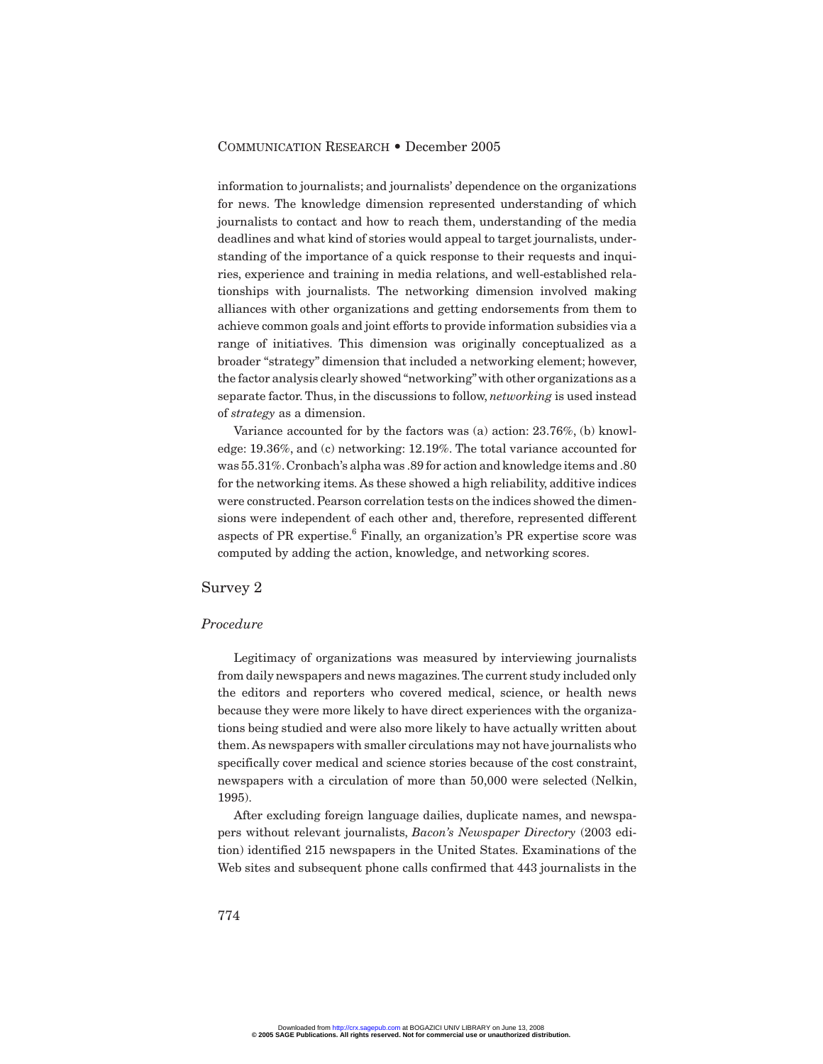information to journalists; and journalists' dependence on the organizations for news. The knowledge dimension represented understanding of which journalists to contact and how to reach them, understanding of the media deadlines and what kind of stories would appeal to target journalists, understanding of the importance of a quick response to their requests and inquiries, experience and training in media relations, and well-established relationships with journalists. The networking dimension involved making alliances with other organizations and getting endorsements from them to achieve common goals and joint efforts to provide information subsidies via a range of initiatives. This dimension was originally conceptualized as a broader "strategy" dimension that included a networking element; however, the factor analysis clearly showed "networking" with other organizations as a separate factor. Thus, in the discussions to follow, *networking* is used instead of *strategy* as a dimension.

Variance accounted for by the factors was (a) action: 23.76%, (b) knowledge: 19.36%, and (c) networking: 12.19%. The total variance accounted for was 55.31%. Cronbach's alpha was .89 for action and knowledge items and .80 for the networking items. As these showed a high reliability, additive indices were constructed. Pearson correlation tests on the indices showed the dimensions were independent of each other and, therefore, represented different aspects of PR expertise.[6] Finally, an organization's PR expertise score was computed by adding the action, knowledge, and networking scores.

## Survey 2

### *Procedure*

Legitimacy of organizations was measured by interviewing journalists from daily newspapers and news magazines. The current study included only the editors and reporters who covered medical, science, or health news because they were more likely to have direct experiences with the organizations being studied and were also more likely to have actually written about them. As newspapers with smaller circulations may not have journalists who specifically cover medical and science stories because of the cost constraint, newspapers with a circulation of more than 50,000 were selected (Nelkin, 1995).

After excluding foreign language dailies, duplicate names, and newspapers without relevant journalists, *Bacon's Newspaper Directory* (2003 edition) identified 215 newspapers in the United States. Examinations of the Web sites and subsequent phone calls confirmed that 443 journalists in the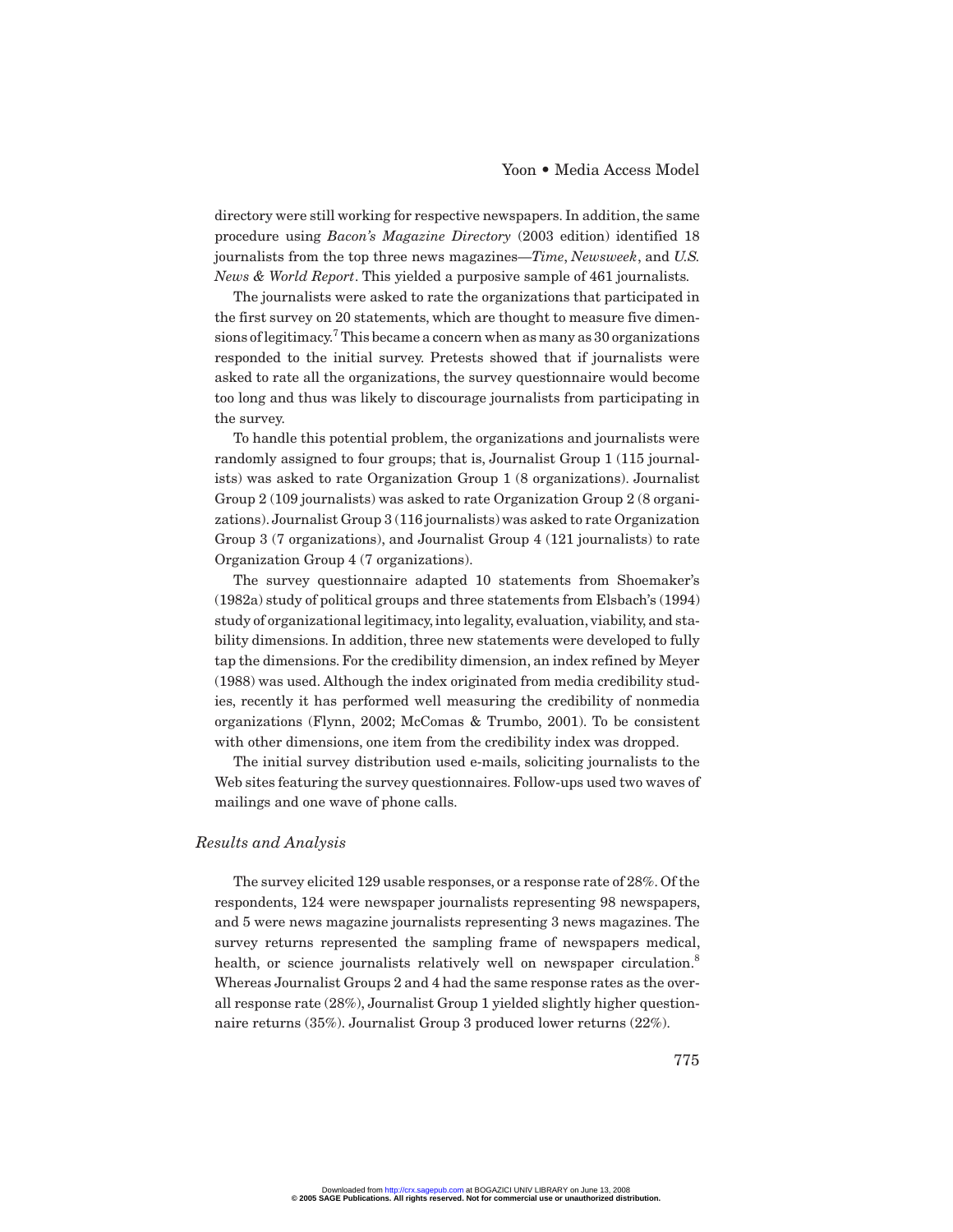directory were still working for respective newspapers. In addition, the same procedure using *Bacon's Magazine Directory* (2003 edition) identified 18 journalists from the top three news magazines—*Time*, *Newsweek*, and *U.S. News & World Report*. This yielded a purposive sample of 461 journalists.

The journalists were asked to rate the organizations that participated in the first survey on 20 statements, which are thought to measure five dimensions of legitimacy.[7] This became a concern when as many as 30 organizations responded to the initial survey. Pretests showed that if journalists were asked to rate all the organizations, the survey questionnaire would become too long and thus was likely to discourage journalists from participating in the survey.

To handle this potential problem, the organizations and journalists were randomly assigned to four groups; that is, Journalist Group 1 (115 journalists) was asked to rate Organization Group 1 (8 organizations). Journalist Group 2 (109 journalists) was asked to rate Organization Group 2 (8 organizations). Journalist Group 3 (116 journalists) was asked to rate Organization Group 3 (7 organizations), and Journalist Group 4 (121 journalists) to rate Organization Group 4 (7 organizations).

The survey questionnaire adapted 10 statements from Shoemaker's (1982a) study of political groups and three statements from Elsbach's (1994) study of organizational legitimacy, into legality, evaluation, viability, and stability dimensions. In addition, three new statements were developed to fully tap the dimensions. For the credibility dimension, an index refined by Meyer (1988) was used. Although the index originated from media credibility studies, recently it has performed well measuring the credibility of nonmedia organizations (Flynn, 2002; McComas & Trumbo, 2001). To be consistent with other dimensions, one item from the credibility index was dropped.

The initial survey distribution used e-mails, soliciting journalists to the Web sites featuring the survey questionnaires. Follow-ups used two waves of mailings and one wave of phone calls.

### *Results and Analysis*

The survey elicited 129 usable responses, or a response rate of 28%. Of the respondents, 124 were newspaper journalists representing 98 newspapers, and 5 were news magazine journalists representing 3 news magazines. The survey returns represented the sampling frame of newspapers medical, health, or science journalists relatively well on newspaper circulation.[8] Whereas Journalist Groups 2 and 4 had the same response rates as the overall response rate (28%), Journalist Group 1 yielded slightly higher questionnaire returns (35%). Journalist Group 3 produced lower returns (22%).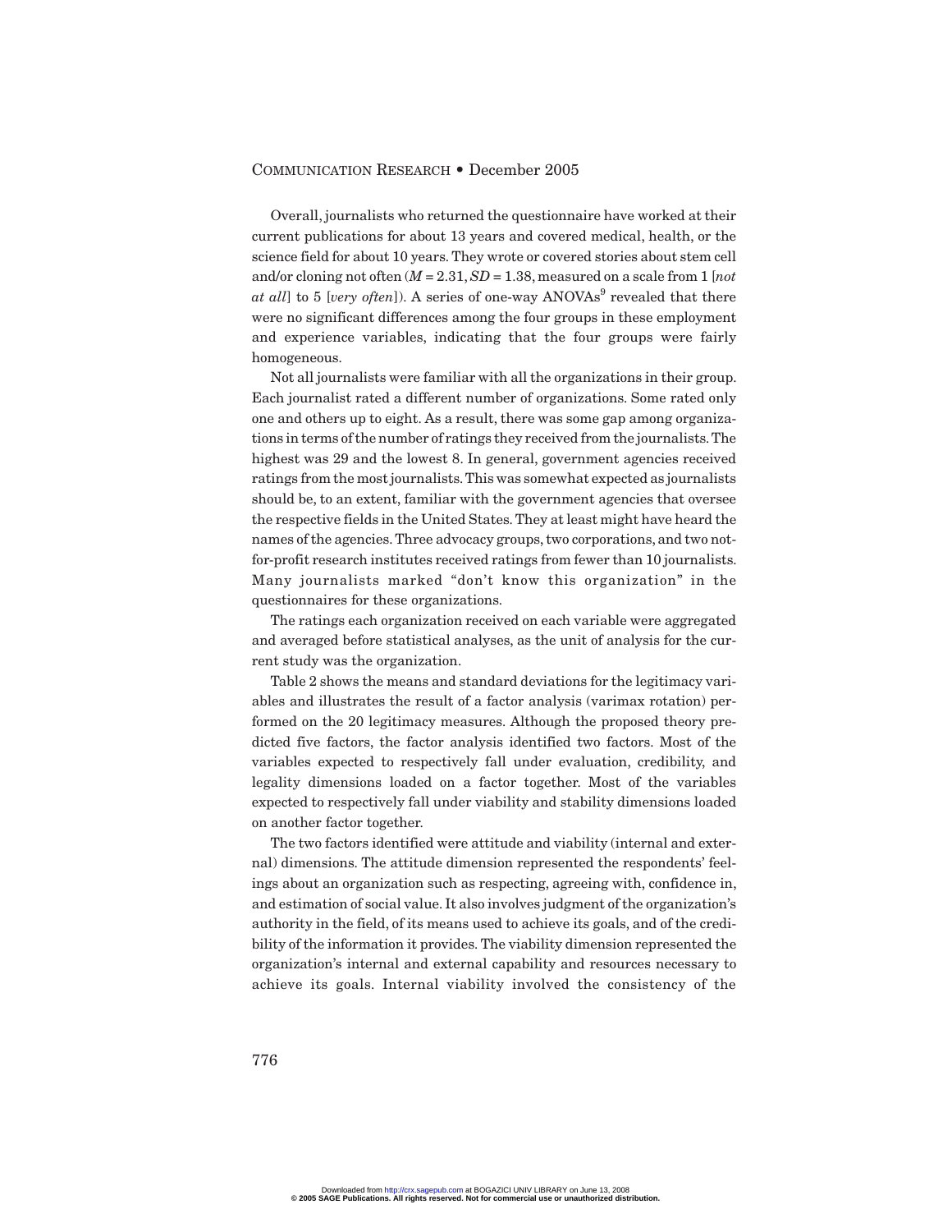Overall, journalists who returned the questionnaire have worked at their current publications for about 13 years and covered medical, health, or the science field for about 10 years. They wrote or covered stories about stem cell and/or cloning not often ($M$ = 2.31, $SD$ = 1.38, measured on a scale from 1 [*not at all*] to 5 [*very often*]). A series of one-way ANOVAs[9] revealed that there were no significant differences among the four groups in these employment and experience variables, indicating that the four groups were fairly homogeneous.

Not all journalists were familiar with all the organizations in their group. Each journalist rated a different number of organizations. Some rated only one and others up to eight. As a result, there was some gap among organizations in terms of the number of ratings they received from the journalists. The highest was 29 and the lowest 8. In general, government agencies received ratings from the most journalists. This was somewhat expected as journalists should be, to an extent, familiar with the government agencies that oversee the respective fields in the United States. They at least might have heard the names of the agencies. Three advocacy groups, two corporations, and two not-for-profit research institutes received ratings from fewer than 10 journalists. Many journalists marked "don't know this organization" in the questionnaires for these organizations.

The ratings each organization received on each variable were aggregated and averaged before statistical analyses, as the unit of analysis for the current study was the organization.

Table 2 shows the means and standard deviations for the legitimacy variables and illustrates the result of a factor analysis (varimax rotation) performed on the 20 legitimacy measures. Although the proposed theory predicted five factors, the factor analysis identified two factors. Most of the variables expected to respectively fall under evaluation, credibility, and legality dimensions loaded on a factor together. Most of the variables expected to respectively fall under viability and stability dimensions loaded on another factor together.

The two factors identified were attitude and viability (internal and external) dimensions. The attitude dimension represented the respondents' feelings about an organization such as respecting, agreeing with, confidence in, and estimation of social value. It also involves judgment of the organization's authority in the field, of its means used to achieve its goals, and of the credibility of the information it provides. The viability dimension represented the organization's internal and external capability and resources necessary to achieve its goals. Internal viability involved the consistency of the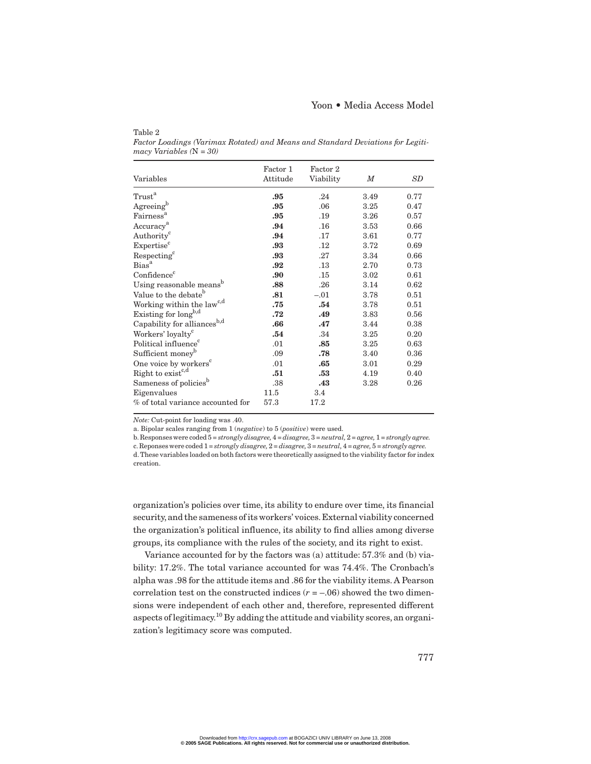Table 2
*Factor Loadings (Varimax Rotated) and Means and Standard Deviations for Legitimacy Variables (*N *= 30)*

| Variables | Factor 1 Attitude | Factor 2 Viability | *M* | *SD* |
|---|---|---|---|---|
| Trust[a] | **.95** | .24 | 3.49 | 0.77 |
| Agreeing[b] | **.95** | .06 | 3.25 | 0.47 |
| Fairness[a] | **.95** | .19 | 3.26 | 0.57 |
| Accuracy[a] | **.94** | .16 | 3.53 | 0.66 |
| Authority[c] | **.94** | .17 | 3.61 | 0.77 |
| Expertise[c] | **.93** | .12 | 3.72 | 0.69 |
| Respecting[c] | **.93** | .27 | 3.34 | 0.66 |
| Bias[a] | **.92** | .13 | 2.70 | 0.73 |
| Confidence[c] | **.90** | .15 | 3.02 | 0.61 |
| Using reasonable means[b] | **.88** | .26 | 3.14 | 0.62 |
| Value to the debate[b] | **.81** | –.01 | 3.78 | 0.51 |
| Working within the law[c,d] | **.75** | **.54** | 3.78 | 0.51 |
| Existing for long[b,d] | **.72** | **.49** | 3.83 | 0.56 |
| Capability for alliances[b,d] | **.66** | **.47** | 3.44 | 0.38 |
| Workers' loyalty[c] | **.54** | .34 | 3.25 | 0.20 |
| Political influence[c] | .01 | **.85** | 3.25 | 0.63 |
| Sufficient money[b] | .09 | **.78** | 3.40 | 0.36 |
| One voice by workers[c] | .01 | **.65** | 3.01 | 0.29 |
| Right to exist[c,d] | **.51** | **.53** | 4.19 | 0.40 |
| Sameness of policies[b] | .38 | **.43** | 3.28 | 0.26 |
| Eigenvalues | 11.5 | 3.4 | | |
| % of total variance accounted for | 57.3 | 17.2 | | |

*Note:* Cut-point for loading was .40.
a. Bipolar scales ranging from 1 (*negative*) to 5 (*positive*) were used.
b. Responses were coded 5 = *strongly disagree,* 4 = *disagree,* 3 = *neutral,* 2 = *agree,* 1 = *strongly agree.*
c. Reponses were coded 1 = *strongly disagree,* 2 = *disagree,* 3 = *neutral,* 4 = *agree,* 5 = *strongly agree.*
d. These variables loaded on both factors were theoretically assigned to the viability factor for index creation.

organization's policies over time, its ability to endure over time, its financial security, and the sameness of its workers' voices. External viability concerned the organization's political influence, its ability to find allies among diverse groups, its compliance with the rules of the society, and its right to exist.

Variance accounted for by the factors was (a) attitude: 57.3% and (b) viability: 17.2%. The total variance accounted for was 74.4%. The Cronbach's alpha was .98 for the attitude items and .86 for the viability items. A Pearson correlation test on the constructed indices ($r = -.06$) showed the two dimensions were independent of each other and, therefore, represented different aspects of legitimacy.[10] By adding the attitude and viability scores, an organization's legitimacy score was computed.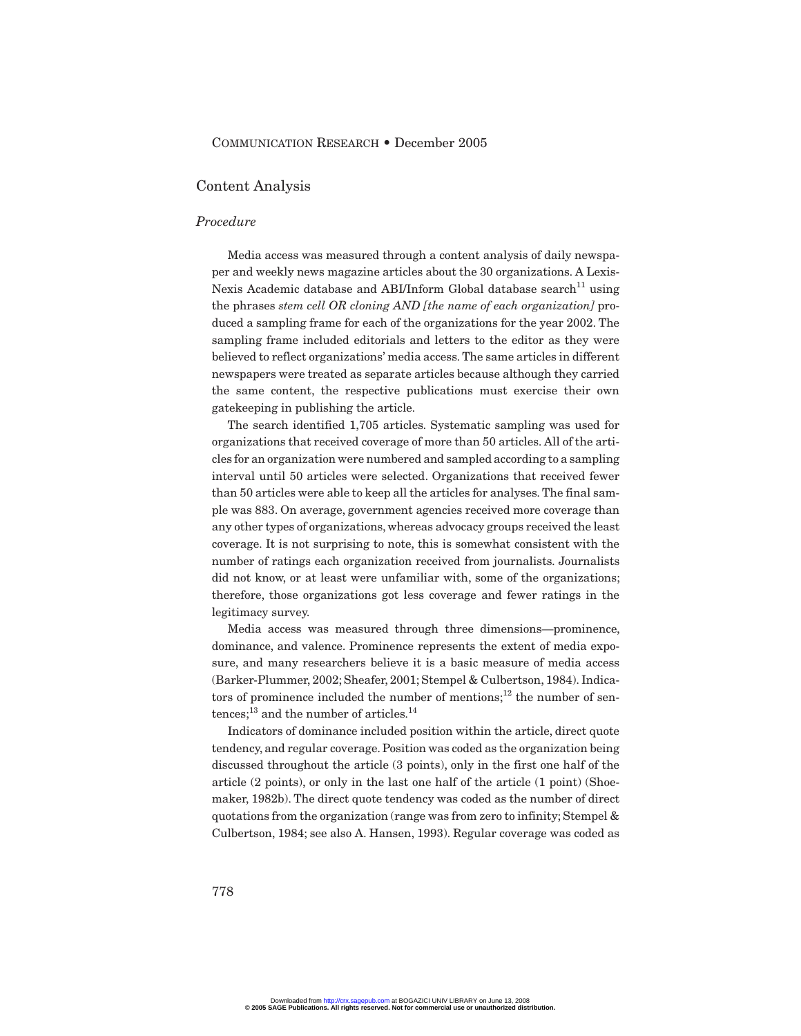## Content Analysis

### *Procedure*

Media access was measured through a content analysis of daily newspaper and weekly news magazine articles about the 30 organizations. A Lexis-Nexis Academic database and ABI/Inform Global database search[11] using the phrases *stem cell OR cloning AND [the name of each organization]* produced a sampling frame for each of the organizations for the year 2002. The sampling frame included editorials and letters to the editor as they were believed to reflect organizations' media access. The same articles in different newspapers were treated as separate articles because although they carried the same content, the respective publications must exercise their own gatekeeping in publishing the article.

The search identified 1,705 articles. Systematic sampling was used for organizations that received coverage of more than 50 articles. All of the articles for an organization were numbered and sampled according to a sampling interval until 50 articles were selected. Organizations that received fewer than 50 articles were able to keep all the articles for analyses. The final sample was 883. On average, government agencies received more coverage than any other types of organizations, whereas advocacy groups received the least coverage. It is not surprising to note, this is somewhat consistent with the number of ratings each organization received from journalists. Journalists did not know, or at least were unfamiliar with, some of the organizations; therefore, those organizations got less coverage and fewer ratings in the legitimacy survey.

Media access was measured through three dimensions—prominence, dominance, and valence. Prominence represents the extent of media exposure, and many researchers believe it is a basic measure of media access (Barker-Plummer, 2002; Sheafer, 2001; Stempel & Culbertson, 1984). Indicators of prominence included the number of mentions;[12] the number of sentences;[13] and the number of articles.[14]

Indicators of dominance included position within the article, direct quote tendency, and regular coverage. Position was coded as the organization being discussed throughout the article (3 points), only in the first one half of the article (2 points), or only in the last one half of the article (1 point) (Shoemaker, 1982b). The direct quote tendency was coded as the number of direct quotations from the organization (range was from zero to infinity; Stempel & Culbertson, 1984; see also A. Hansen, 1993). Regular coverage was coded as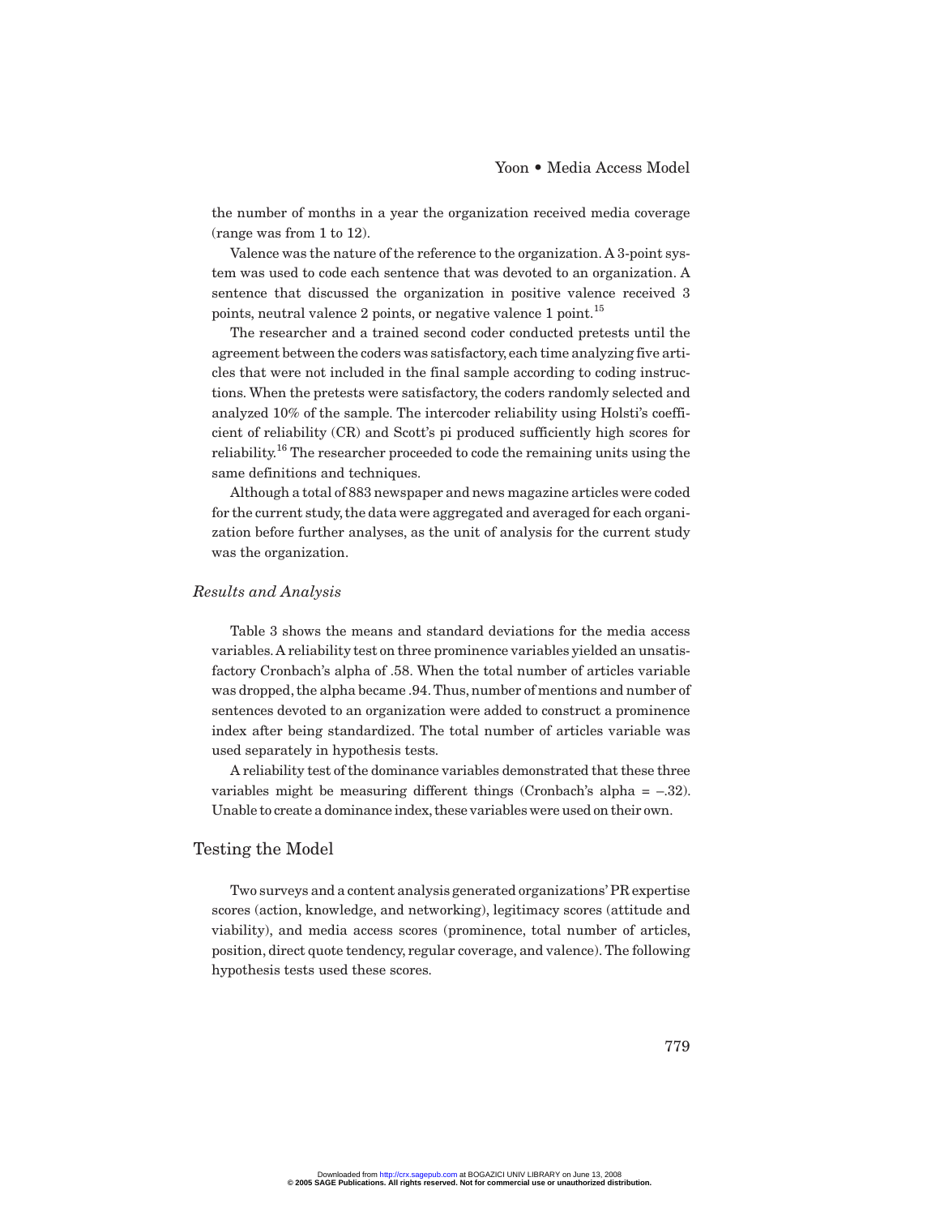the number of months in a year the organization received media coverage (range was from 1 to 12).

Valence was the nature of the reference to the organization. A 3-point system was used to code each sentence that was devoted to an organization. A sentence that discussed the organization in positive valence received 3 points, neutral valence 2 points, or negative valence 1 point.[15]

The researcher and a trained second coder conducted pretests until the agreement between the coders was satisfactory, each time analyzing five articles that were not included in the final sample according to coding instructions. When the pretests were satisfactory, the coders randomly selected and analyzed 10% of the sample. The intercoder reliability using Holsti's coefficient of reliability (CR) and Scott's pi produced sufficiently high scores for reliability.[16] The researcher proceeded to code the remaining units using the same definitions and techniques.

Although a total of 883 newspaper and news magazine articles were coded for the current study, the data were aggregated and averaged for each organization before further analyses, as the unit of analysis for the current study was the organization.

### *Results and Analysis*

Table 3 shows the means and standard deviations for the media access variables. A reliability test on three prominence variables yielded an unsatisfactory Cronbach's alpha of .58. When the total number of articles variable was dropped, the alpha became .94. Thus, number of mentions and number of sentences devoted to an organization were added to construct a prominence index after being standardized. The total number of articles variable was used separately in hypothesis tests.

A reliability test of the dominance variables demonstrated that these three variables might be measuring different things (Cronbach's alpha = –.32). Unable to create a dominance index, these variables were used on their own.

## Testing the Model

Two surveys and a content analysis generated organizations' PR expertise scores (action, knowledge, and networking), legitimacy scores (attitude and viability), and media access scores (prominence, total number of articles, position, direct quote tendency, regular coverage, and valence). The following hypothesis tests used these scores.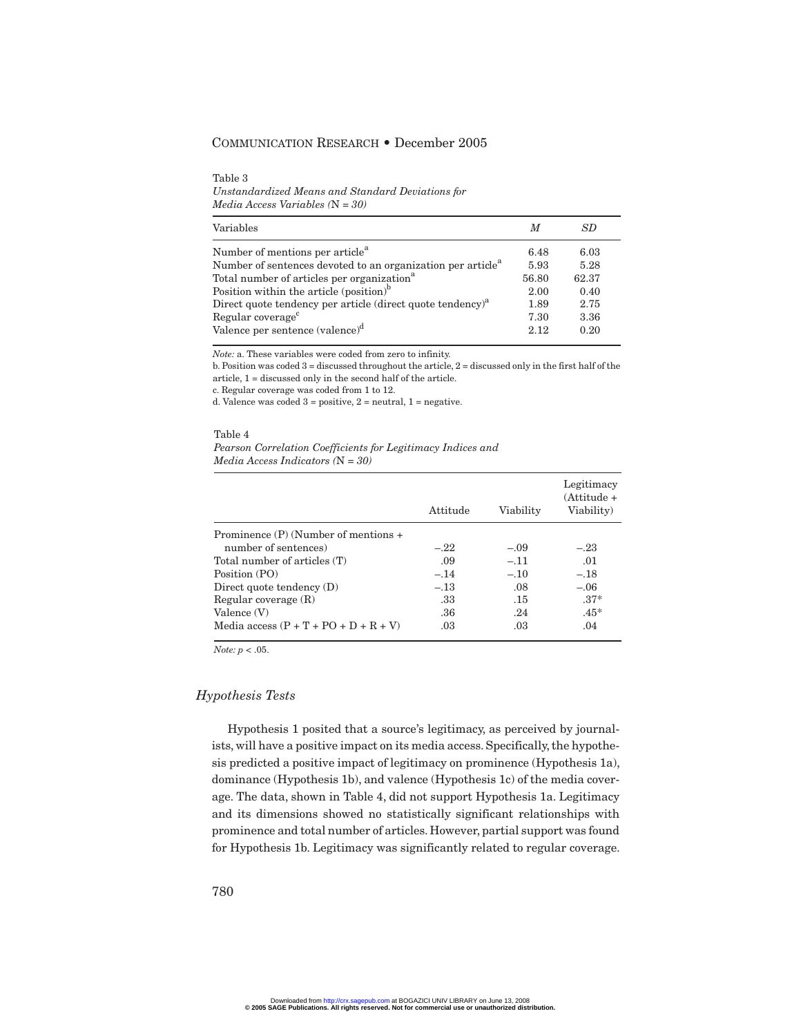Table 3
*Unstandardized Means and Standard Deviations for Media Access Variables (N = 30)*

| Variables | *M* | *SD* |
|---|---|---|
| Number of mentions per article[a] | 6.48 | 6.03 |
| Number of sentences devoted to an organization per article[a] | 5.93 | 5.28 |
| Total number of articles per organization[a] | 56.80 | 62.37 |
| Position within the article (position)[b] | 2.00 | 0.40 |
| Direct quote tendency per article (direct quote tendency)[a] | 1.89 | 2.75 |
| Regular coverage[c] | 7.30 | 3.36 |
| Valence per sentence (valence)[d] | 2.12 | 0.20 |

*Note:* a. These variables were coded from zero to infinity.
b. Position was coded 3 = discussed throughout the article, 2 = discussed only in the first half of the article, 1 = discussed only in the second half of the article.
c. Regular coverage was coded from 1 to 12.
d. Valence was coded 3 = positive, 2 = neutral, 1 = negative.

Table 4
*Pearson Correlation Coefficients for Legitimacy Indices and Media Access Indicators (N = 30)*

| | Attitude | Viability | Legitimacy (Attitude + Viability) |
|---|---|---|---|
| Prominence (P) (Number of mentions + number of sentences) | −.22 | −.09 | −.23 |
| Total number of articles (T) | .09 | −.11 | .01 |
| Position (PO) | −.14 | −.10 | −.18 |
| Direct quote tendency (D) | −.13 | .08 | −.06 |
| Regular coverage (R) | .33 | .15 | .37* |
| Valence (V) | .36 | .24 | .45* |
| Media access (P + T + PO + D + R + V) | .03 | .03 | .04 |

*Note:* $p < .05$.

## Hypothesis Tests

Hypothesis 1 posited that a source's legitimacy, as perceived by journalists, will have a positive impact on its media access. Specifically, the hypothesis predicted a positive impact of legitimacy on prominence (Hypothesis 1a), dominance (Hypothesis 1b), and valence (Hypothesis 1c) of the media coverage. The data, shown in Table 4, did not support Hypothesis 1a. Legitimacy and its dimensions showed no statistically significant relationships with prominence and total number of articles. However, partial support was found for Hypothesis 1b. Legitimacy was significantly related to regular coverage.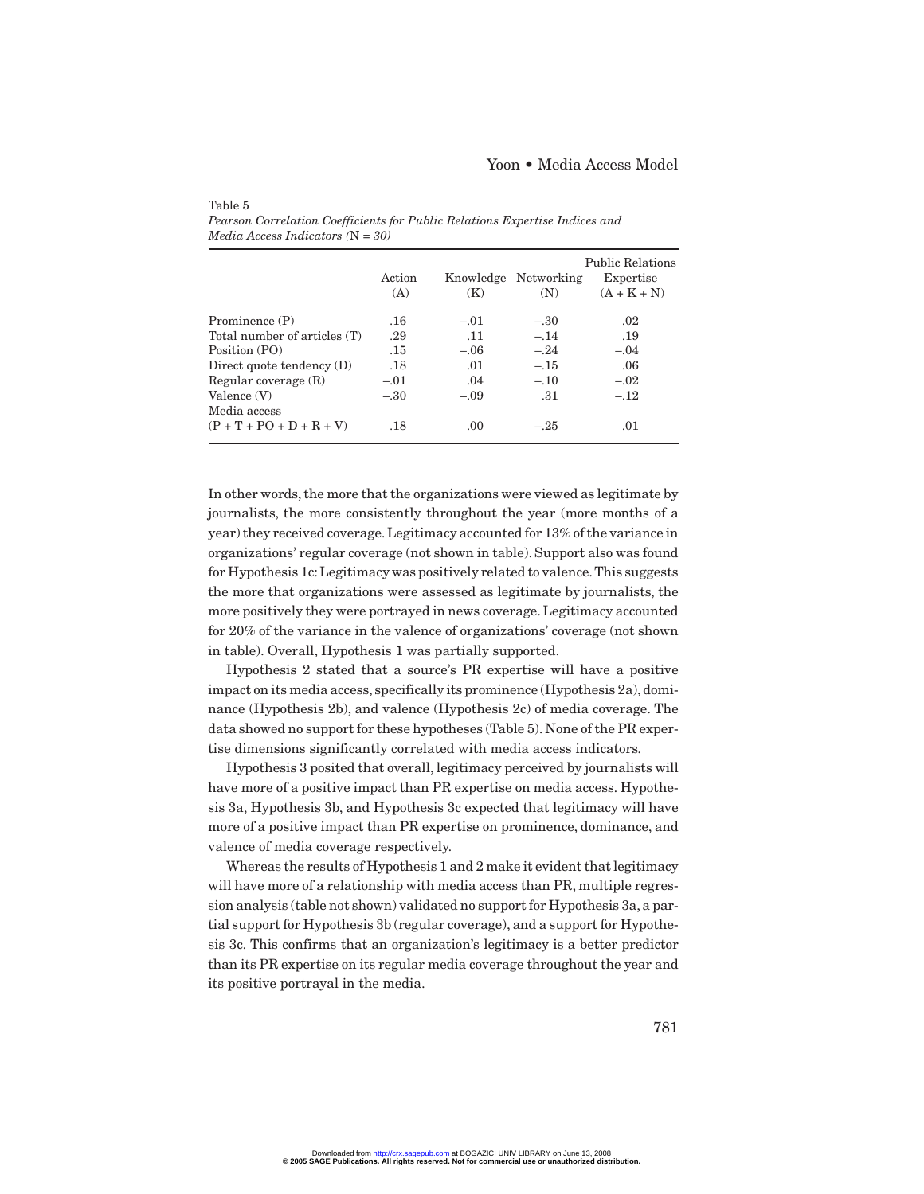Table 5
*Pearson Correlation Coefficients for Public Relations Expertise Indices and Media Access Indicators (*N *= 30)*

| | Action (A) | Knowledge (K) | Networking (N) | Public Relations Expertise (A + K + N) |
|---|---|---|---|---|
| Prominence (P) | .16 | –.01 | –.30 | .02 |
| Total number of articles (T) | .29 | .11 | –.14 | .19 |
| Position (PO) | .15 | –.06 | –.24 | –.04 |
| Direct quote tendency (D) | .18 | .01 | –.15 | .06 |
| Regular coverage (R) | –.01 | .04 | –.10 | –.02 |
| Valence (V) | –.30 | –.09 | .31 | –.12 |
| Media access (P + T + PO + D + R + V) | .18 | .00 | –.25 | .01 |

In other words, the more that the organizations were viewed as legitimate by journalists, the more consistently throughout the year (more months of a year) they received coverage. Legitimacy accounted for 13% of the variance in organizations' regular coverage (not shown in table). Support also was found for Hypothesis 1c: Legitimacy was positively related to valence. This suggests the more that organizations were assessed as legitimate by journalists, the more positively they were portrayed in news coverage. Legitimacy accounted for 20% of the variance in the valence of organizations' coverage (not shown in table). Overall, Hypothesis 1 was partially supported.

Hypothesis 2 stated that a source's PR expertise will have a positive impact on its media access, specifically its prominence (Hypothesis 2a), dominance (Hypothesis 2b), and valence (Hypothesis 2c) of media coverage. The data showed no support for these hypotheses (Table 5). None of the PR expertise dimensions significantly correlated with media access indicators.

Hypothesis 3 posited that overall, legitimacy perceived by journalists will have more of a positive impact than PR expertise on media access. Hypothesis 3a, Hypothesis 3b, and Hypothesis 3c expected that legitimacy will have more of a positive impact than PR expertise on prominence, dominance, and valence of media coverage respectively.

Whereas the results of Hypothesis 1 and 2 make it evident that legitimacy will have more of a relationship with media access than PR, multiple regression analysis (table not shown) validated no support for Hypothesis 3a, a partial support for Hypothesis 3b (regular coverage), and a support for Hypothesis 3c. This confirms that an organization's legitimacy is a better predictor than its PR expertise on its regular media coverage throughout the year and its positive portrayal in the media.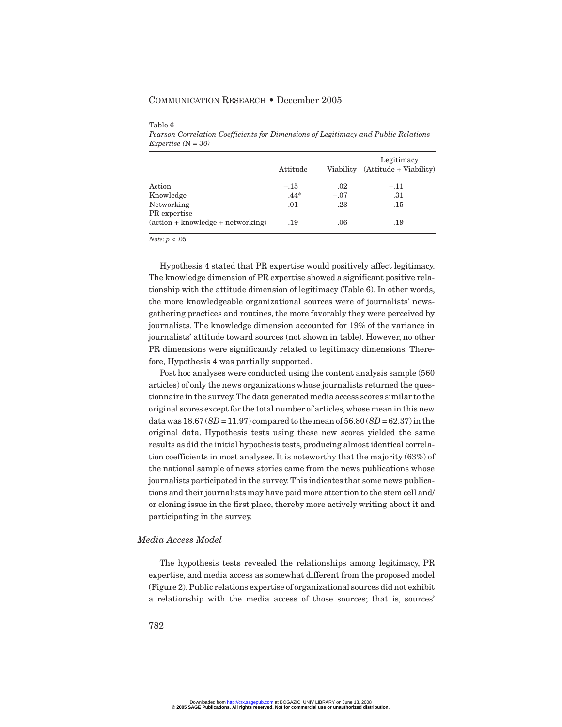Table 6
*Pearson Correlation Coefficients for Dimensions of Legitimacy and Public Relations Expertise (N = 30)*

| | Attitude | Viability | Legitimacy (Attitude + Viability) |
|---|---|---|---|
| Action | –.15 | .02 | –.11 |
| Knowledge | .44* | –.07 | .31 |
| Networking | .01 | .23 | .15 |
| PR expertise (action + knowledge + networking) | .19 | .06 | .19 |

*Note:* $p < .05$.

Hypothesis 4 stated that PR expertise would positively affect legitimacy. The knowledge dimension of PR expertise showed a significant positive relationship with the attitude dimension of legitimacy (Table 6). In other words, the more knowledgeable organizational sources were of journalists' news-gathering practices and routines, the more favorably they were perceived by journalists. The knowledge dimension accounted for 19% of the variance in journalists' attitude toward sources (not shown in table). However, no other PR dimensions were significantly related to legitimacy dimensions. Therefore, Hypothesis 4 was partially supported.

Post hoc analyses were conducted using the content analysis sample (560 articles) of only the news organizations whose journalists returned the questionnaire in the survey. The data generated media access scores similar to the original scores except for the total number of articles, whose mean in this new data was 18.67 ($SD$ = 11.97) compared to the mean of 56.80 ($SD$ = 62.37) in the original data. Hypothesis tests using these new scores yielded the same results as did the initial hypothesis tests, producing almost identical correlation coefficients in most analyses. It is noteworthy that the majority (63%) of the national sample of news stories came from the news publications whose journalists participated in the survey. This indicates that some news publications and their journalists may have paid more attention to the stem cell and/or cloning issue in the first place, thereby more actively writing about it and participating in the survey.

### *Media Access Model*

The hypothesis tests revealed the relationships among legitimacy, PR expertise, and media access as somewhat different from the proposed model (Figure 2). Public relations expertise of organizational sources did not exhibit a relationship with the media access of those sources; that is, sources'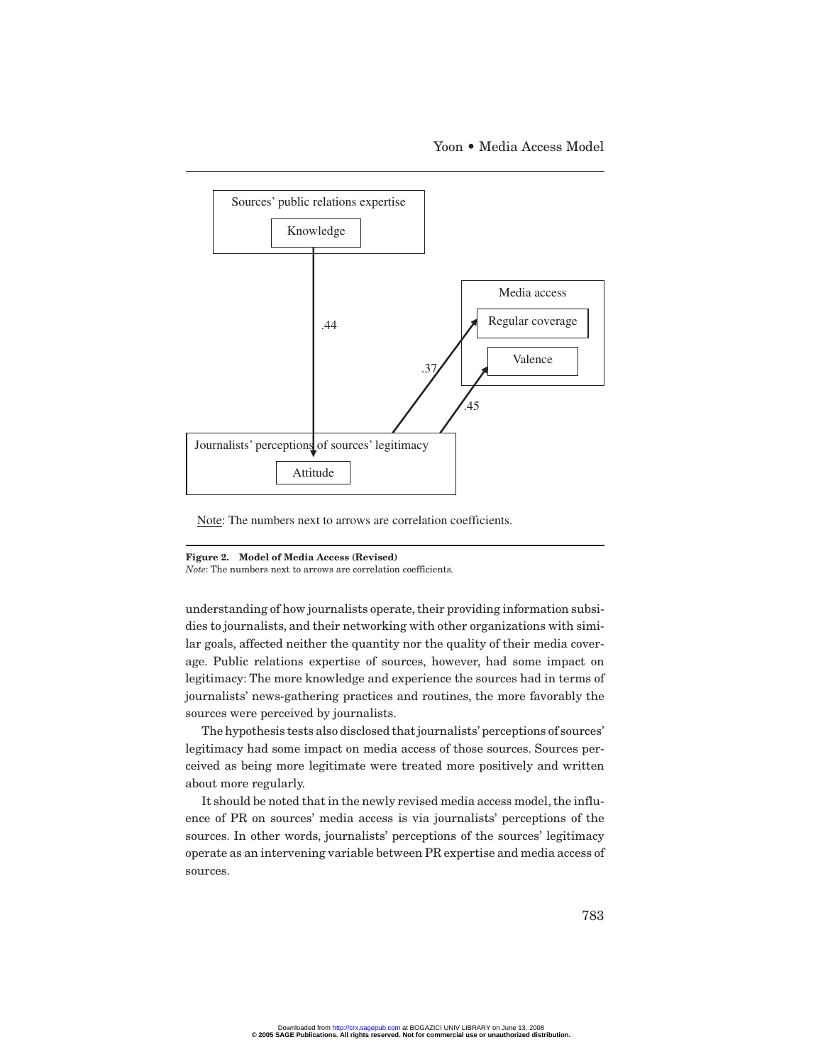Figure 2. **Model of Media Access (Revised)**

*Note*: The numbers next to arrows are correlation coefficients.

understanding of how journalists operate, their providing information subsidies to journalists, and their networking with other organizations with similar goals, affected neither the quantity nor the quality of their media coverage. Public relations expertise of sources, however, had some impact on legitimacy: The more knowledge and experience the sources had in terms of journalists' news-gathering practices and routines, the more favorably the sources were perceived by journalists.

The hypothesis tests also disclosed that journalists' perceptions of sources' legitimacy had some impact on media access of those sources. Sources perceived as being more legitimate were treated more positively and written about more regularly.

It should be noted that in the newly revised media access model, the influence of PR on sources' media access is via journalists' perceptions of the sources. In other words, journalists' perceptions of the sources' legitimacy operate as an intervening variable between PR expertise and media access of sources.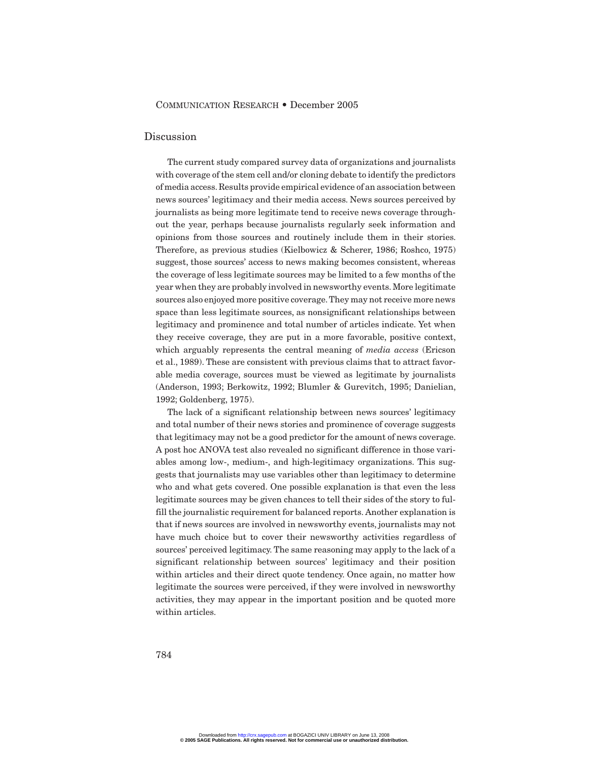## Discussion

The current study compared survey data of organizations and journalists with coverage of the stem cell and/or cloning debate to identify the predictors of media access. Results provide empirical evidence of an association between news sources' legitimacy and their media access. News sources perceived by journalists as being more legitimate tend to receive news coverage throughout the year, perhaps because journalists regularly seek information and opinions from those sources and routinely include them in their stories. Therefore, as previous studies (Kielbowicz & Scherer, 1986; Roshco, 1975) suggest, those sources' access to news making becomes consistent, whereas the coverage of less legitimate sources may be limited to a few months of the year when they are probably involved in newsworthy events. More legitimate sources also enjoyed more positive coverage. They may not receive more news space than less legitimate sources, as nonsignificant relationships between legitimacy and prominence and total number of articles indicate. Yet when they receive coverage, they are put in a more favorable, positive context, which arguably represents the central meaning of *media access* (Ericson et al., 1989). These are consistent with previous claims that to attract favorable media coverage, sources must be viewed as legitimate by journalists (Anderson, 1993; Berkowitz, 1992; Blumler & Gurevitch, 1995; Danielian, 1992; Goldenberg, 1975).

The lack of a significant relationship between news sources' legitimacy and total number of their news stories and prominence of coverage suggests that legitimacy may not be a good predictor for the amount of news coverage. A post hoc ANOVA test also revealed no significant difference in those variables among low-, medium-, and high-legitimacy organizations. This suggests that journalists may use variables other than legitimacy to determine who and what gets covered. One possible explanation is that even the less legitimate sources may be given chances to tell their sides of the story to fulfill the journalistic requirement for balanced reports. Another explanation is that if news sources are involved in newsworthy events, journalists may not have much choice but to cover their newsworthy activities regardless of sources' perceived legitimacy. The same reasoning may apply to the lack of a significant relationship between sources' legitimacy and their position within articles and their direct quote tendency. Once again, no matter how legitimate the sources were perceived, if they were involved in newsworthy activities, they may appear in the important position and be quoted more within articles.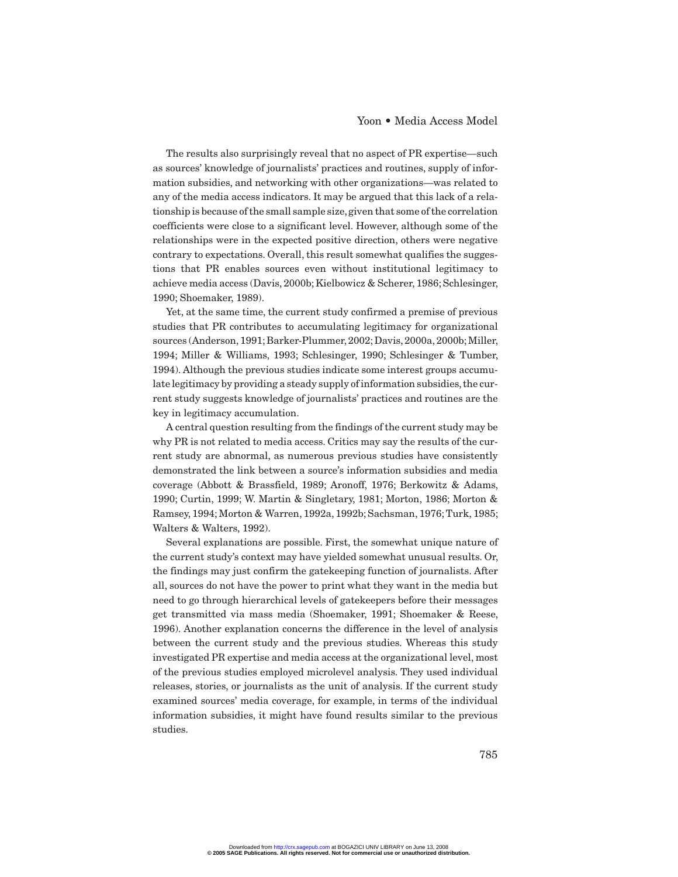The results also surprisingly reveal that no aspect of PR expertise—such as sources' knowledge of journalists' practices and routines, supply of information subsidies, and networking with other organizations—was related to any of the media access indicators. It may be argued that this lack of a relationship is because of the small sample size, given that some of the correlation coefficients were close to a significant level. However, although some of the relationships were in the expected positive direction, others were negative contrary to expectations. Overall, this result somewhat qualifies the suggestions that PR enables sources even without institutional legitimacy to achieve media access (Davis, 2000b; Kielbowicz & Scherer, 1986; Schlesinger, 1990; Shoemaker, 1989).

Yet, at the same time, the current study confirmed a premise of previous studies that PR contributes to accumulating legitimacy for organizational sources (Anderson, 1991; Barker-Plummer, 2002; Davis, 2000a, 2000b; Miller, 1994; Miller & Williams, 1993; Schlesinger, 1990; Schlesinger & Tumber, 1994). Although the previous studies indicate some interest groups accumulate legitimacy by providing a steady supply of information subsidies, the current study suggests knowledge of journalists' practices and routines are the key in legitimacy accumulation.

A central question resulting from the findings of the current study may be why PR is not related to media access. Critics may say the results of the current study are abnormal, as numerous previous studies have consistently demonstrated the link between a source's information subsidies and media coverage (Abbott & Brassfield, 1989; Aronoff, 1976; Berkowitz & Adams, 1990; Curtin, 1999; W. Martin & Singletary, 1981; Morton, 1986; Morton & Ramsey, 1994; Morton & Warren, 1992a, 1992b; Sachsman, 1976; Turk, 1985; Walters & Walters, 1992).

Several explanations are possible. First, the somewhat unique nature of the current study's context may have yielded somewhat unusual results. Or, the findings may just confirm the gatekeeping function of journalists. After all, sources do not have the power to print what they want in the media but need to go through hierarchical levels of gatekeepers before their messages get transmitted via mass media (Shoemaker, 1991; Shoemaker & Reese, 1996). Another explanation concerns the difference in the level of analysis between the current study and the previous studies. Whereas this study investigated PR expertise and media access at the organizational level, most of the previous studies employed microlevel analysis. They used individual releases, stories, or journalists as the unit of analysis. If the current study examined sources' media coverage, for example, in terms of the individual information subsidies, it might have found results similar to the previous studies.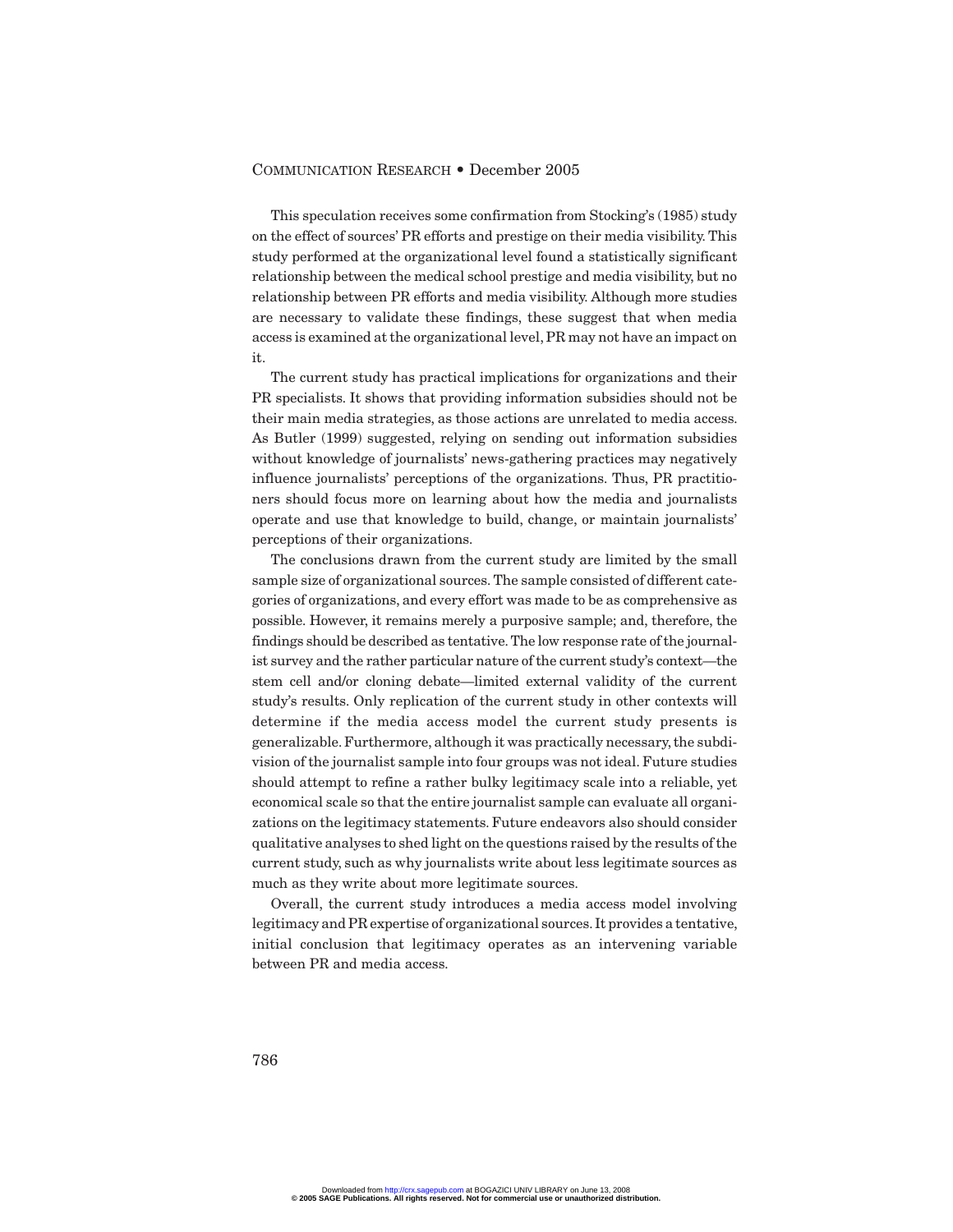This speculation receives some confirmation from Stocking's (1985) study on the effect of sources' PR efforts and prestige on their media visibility. This study performed at the organizational level found a statistically significant relationship between the medical school prestige and media visibility, but no relationship between PR efforts and media visibility. Although more studies are necessary to validate these findings, these suggest that when media access is examined at the organizational level, PR may not have an impact on it.

The current study has practical implications for organizations and their PR specialists. It shows that providing information subsidies should not be their main media strategies, as those actions are unrelated to media access. As Butler (1999) suggested, relying on sending out information subsidies without knowledge of journalists' news-gathering practices may negatively influence journalists' perceptions of the organizations. Thus, PR practitioners should focus more on learning about how the media and journalists operate and use that knowledge to build, change, or maintain journalists' perceptions of their organizations.

The conclusions drawn from the current study are limited by the small sample size of organizational sources. The sample consisted of different categories of organizations, and every effort was made to be as comprehensive as possible. However, it remains merely a purposive sample; and, therefore, the findings should be described as tentative. The low response rate of the journalist survey and the rather particular nature of the current study's context—the stem cell and/or cloning debate—limited external validity of the current study's results. Only replication of the current study in other contexts will determine if the media access model the current study presents is generalizable. Furthermore, although it was practically necessary, the subdivision of the journalist sample into four groups was not ideal. Future studies should attempt to refine a rather bulky legitimacy scale into a reliable, yet economical scale so that the entire journalist sample can evaluate all organizations on the legitimacy statements. Future endeavors also should consider qualitative analyses to shed light on the questions raised by the results of the current study, such as why journalists write about less legitimate sources as much as they write about more legitimate sources.

Overall, the current study introduces a media access model involving legitimacy and PR expertise of organizational sources. It provides a tentative, initial conclusion that legitimacy operates as an intervening variable between PR and media access.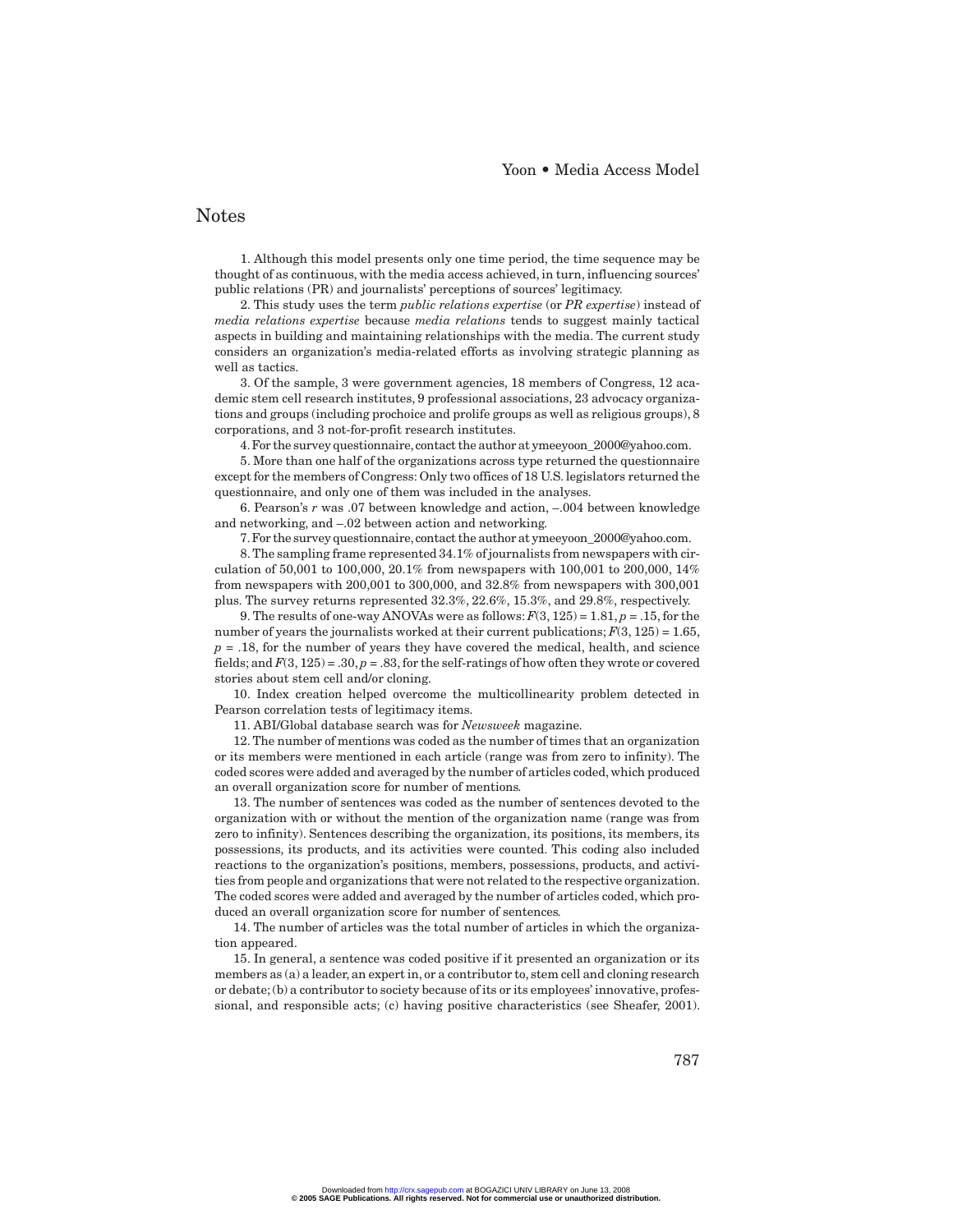## Notes

1. Although this model presents only one time period, the time sequence may be thought of as continuous, with the media access achieved, in turn, influencing sources' public relations (PR) and journalists' perceptions of sources' legitimacy.

2. This study uses the term *public relations expertise* (or *PR expertise*) instead of *media relations expertise* because *media relations* tends to suggest mainly tactical aspects in building and maintaining relationships with the media. The current study considers an organization's media-related efforts as involving strategic planning as well as tactics.

3. Of the sample, 3 were government agencies, 18 members of Congress, 12 academic stem cell research institutes, 9 professional associations, 23 advocacy organizations and groups (including prochoice and prolife groups as well as religious groups), 8 corporations, and 3 not-for-profit research institutes.

4. For the survey questionnaire, contact the author at ymeeyoon_2000@yahoo.com.

5. More than one half of the organizations across type returned the questionnaire except for the members of Congress: Only two offices of 18 U.S. legislators returned the questionnaire, and only one of them was included in the analyses.

6. Pearson's $r$ was .07 between knowledge and action, –.004 between knowledge and networking, and –.02 between action and networking.

7. For the survey questionnaire, contact the author at ymeeyoon_2000@yahoo.com.

8. The sampling frame represented 34.1% of journalists from newspapers with circulation of 50,001 to 100,000, 20.1% from newspapers with 100,001 to 200,000, 14% from newspapers with 200,001 to 300,000, and 32.8% from newspapers with 300,001 plus. The survey returns represented 32.3%, 22.6%, 15.3%, and 29.8%, respectively.

9. The results of one-way ANOVAs were as follows: $F(3, 125) = 1.81$, $p = .15$, for the number of years the journalists worked at their current publications; $F(3, 125) = 1.65$, $p = .18$, for the number of years they have covered the medical, health, and science fields; and $F(3, 125) = .30$, $p = .83$, for the self-ratings of how often they wrote or covered stories about stem cell and/or cloning.

10. Index creation helped overcome the multicollinearity problem detected in Pearson correlation tests of legitimacy items.

11. ABI/Global database search was for *Newsweek* magazine.

12. The number of mentions was coded as the number of times that an organization or its members were mentioned in each article (range was from zero to infinity). The coded scores were added and averaged by the number of articles coded, which produced an overall organization score for number of mentions.

13. The number of sentences was coded as the number of sentences devoted to the organization with or without the mention of the organization name (range was from zero to infinity). Sentences describing the organization, its positions, its members, its possessions, its products, and its activities were counted. This coding also included reactions to the organization's positions, members, possessions, products, and activities from people and organizations that were not related to the respective organization. The coded scores were added and averaged by the number of articles coded, which produced an overall organization score for number of sentences.

14. The number of articles was the total number of articles in which the organization appeared.

15. In general, a sentence was coded positive if it presented an organization or its members as (a) a leader, an expert in, or a contributor to, stem cell and cloning research or debate; (b) a contributor to society because of its or its employees' innovative, professional, and responsible acts; (c) having positive characteristics (see Sheafer, 2001).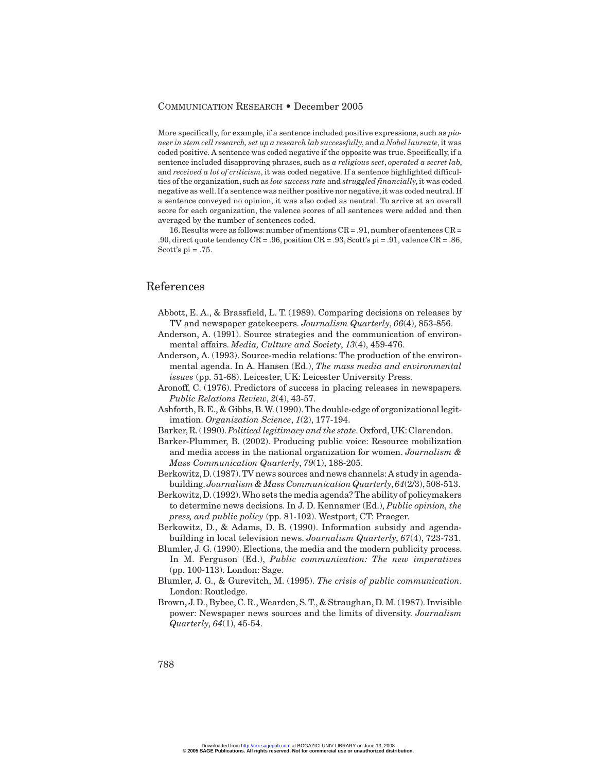More specifically, for example, if a sentence included positive expressions, such as *pioneer in stem cell research, set up a research lab successfully*, and *a Nobel laureate*, it was coded positive. A sentence was coded negative if the opposite was true. Specifically, if a sentence included disapproving phrases, such as *a religious sect*, *operated a secret lab*, and *received a lot of criticism*, it was coded negative. If a sentence highlighted difficulties of the organization, such as *low success rate* and *struggled financially*, it was coded negative as well. If a sentence was neither positive nor negative, it was coded neutral. If a sentence conveyed no opinion, it was also coded as neutral. To arrive at an overall score for each organization, the valence scores of all sentences were added and then averaged by the number of sentences coded.

16. Results were as follows: number of mentions CR = .91, number of sentences CR = .90, direct quote tendency CR = .96, position CR = .93, Scott's pi = .91, valence CR = .86, Scott's pi = .75.

## References

Abbott, E. A., & Brassfield, L. T. (1989). Comparing decisions on releases by TV and newspaper gatekeepers. *Journalism Quarterly*, *66*(4), 853-856.

Anderson, A. (1991). Source strategies and the communication of environmental affairs. *Media, Culture and Society*, *13*(4), 459-476.

Anderson, A. (1993). Source-media relations: The production of the environmental agenda. In A. Hansen (Ed.), *The mass media and environmental issues* (pp. 51-68). Leicester, UK: Leicester University Press.

Aronoff, C. (1976). Predictors of success in placing releases in newspapers. *Public Relations Review*, *2*(4), 43-57.

Ashforth, B. E., & Gibbs, B. W. (1990). The double-edge of organizational legitimation. *Organization Science*, *1*(2), 177-194.

Barker, R. (1990). *Political legitimacy and the state*. Oxford, UK: Clarendon.

Barker-Plummer, B. (2002). Producing public voice: Resource mobilization and media access in the national organization for women. *Journalism & Mass Communication Quarterly*, *79*(1), 188-205.

Berkowitz, D. (1987). TV news sources and news channels: A study in agenda-building. *Journalism & Mass Communication Quarterly*, *64*(2/3), 508-513.

Berkowitz, D. (1992). Who sets the media agenda? The ability of policymakers to determine news decisions. In J. D. Kennamer (Ed.), *Public opinion, the press, and public policy* (pp. 81-102). Westport, CT: Praeger.

Berkowitz, D., & Adams, D. B. (1990). Information subsidy and agenda-building in local television news. *Journalism Quarterly*, *67*(4), 723-731.

Blumler, J. G. (1990). Elections, the media and the modern publicity process. In M. Ferguson (Ed.), *Public communication: The new imperatives* (pp. 100-113). London: Sage.

Blumler, J. G., & Gurevitch, M. (1995). *The crisis of public communication*. London: Routledge.

Brown, J. D., Bybee, C. R., Wearden, S. T., & Straughan, D. M. (1987). Invisible power: Newspaper news sources and the limits of diversity. *Journalism Quarterly*, *64*(1), 45-54.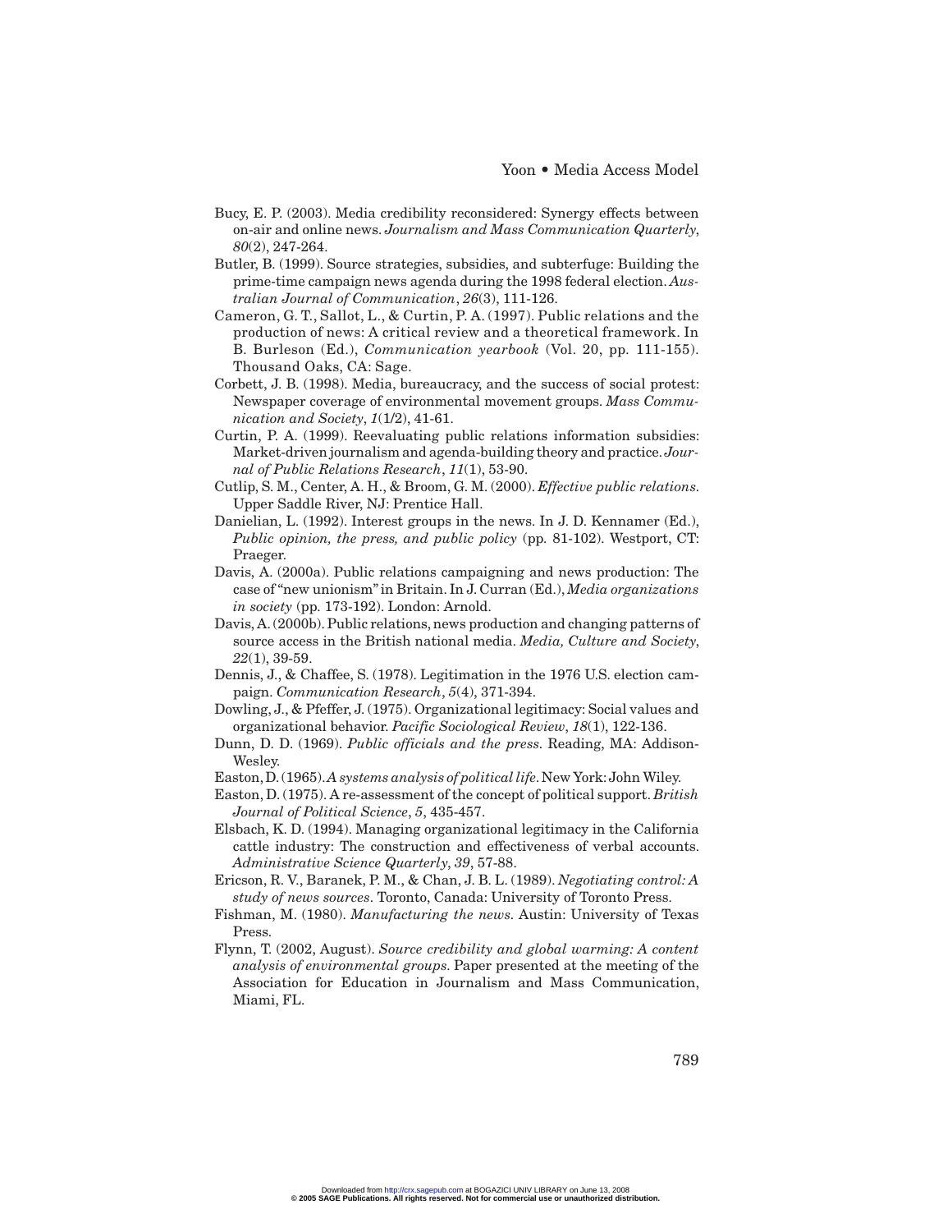Bucy, E. P. (2003). Media credibility reconsidered: Synergy effects between on-air and online news. *Journalism and Mass Communication Quarterly*, *80*(2), 247-264.

Butler, B. (1999). Source strategies, subsidies, and subterfuge: Building the prime-time campaign news agenda during the 1998 federal election. *Australian Journal of Communication*, *26*(3), 111-126.

Cameron, G. T., Sallot, L., & Curtin, P. A. (1997). Public relations and the production of news: A critical review and a theoretical framework. In B. Burleson (Ed.), *Communication yearbook* (Vol. 20, pp. 111-155). Thousand Oaks, CA: Sage.

Corbett, J. B. (1998). Media, bureaucracy, and the success of social protest: Newspaper coverage of environmental movement groups. *Mass Communication and Society*, *1*(1/2), 41-61.

Curtin, P. A. (1999). Reevaluating public relations information subsidies: Market-driven journalism and agenda-building theory and practice. *Journal of Public Relations Research*, *11*(1), 53-90.

Cutlip, S. M., Center, A. H., & Broom, G. M. (2000). *Effective public relations*. Upper Saddle River, NJ: Prentice Hall.

Danielian, L. (1992). Interest groups in the news. In J. D. Kennamer (Ed.), *Public opinion, the press, and public policy* (pp. 81-102). Westport, CT: Praeger.

Davis, A. (2000a). Public relations campaigning and news production: The case of "new unionism" in Britain. In J. Curran (Ed.), *Media organizations in society* (pp. 173-192). London: Arnold.

Davis, A. (2000b). Public relations, news production and changing patterns of source access in the British national media. *Media, Culture and Society*, *22*(1), 39-59.

Dennis, J., & Chaffee, S. (1978). Legitimation in the 1976 U.S. election campaign. *Communication Research*, *5*(4), 371-394.

Dowling, J., & Pfeffer, J. (1975). Organizational legitimacy: Social values and organizational behavior. *Pacific Sociological Review*, *18*(1), 122-136.

Dunn, D. D. (1969). *Public officials and the press*. Reading, MA: Addison-Wesley.

Easton, D. (1965). *A systems analysis of political life*. New York: John Wiley.

Easton, D. (1975). A re-assessment of the concept of political support. *British Journal of Political Science*, *5*, 435-457.

Elsbach, K. D. (1994). Managing organizational legitimacy in the California cattle industry: The construction and effectiveness of verbal accounts. *Administrative Science Quarterly, 39*, 57-88.

Ericson, R. V., Baranek, P. M., & Chan, J. B. L. (1989). *Negotiating control: A study of news sources*. Toronto, Canada: University of Toronto Press.

Fishman, M. (1980). *Manufacturing the news*. Austin: University of Texas Press.

Flynn, T. (2002, August). *Source credibility and global warming: A content analysis of environmental groups*. Paper presented at the meeting of the Association for Education in Journalism and Mass Communication, Miami, FL.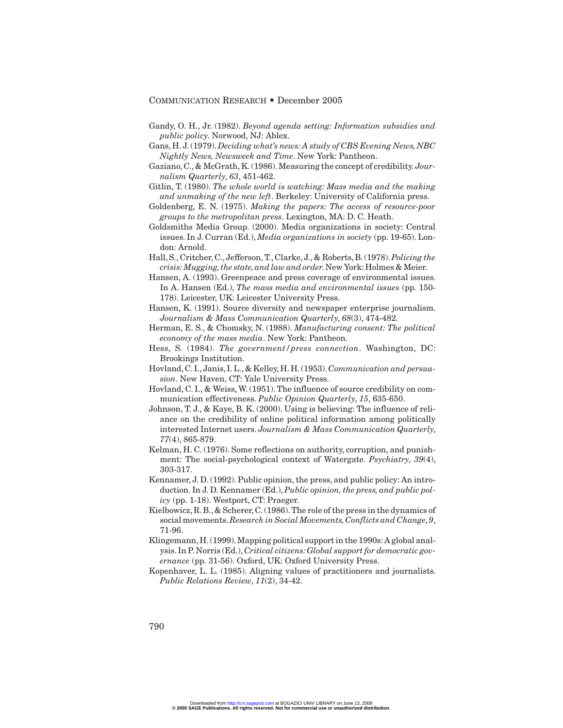Gandy, O. H., Jr. (1982). *Beyond agenda setting: Information subsidies and public policy*. Norwood, NJ: Ablex.

Gans, H. J. (1979). *Deciding what's news: A study of CBS Evening News, NBC Nightly News, Newsweek and Time*. New York: Pantheon.

Gaziano, C., & McGrath, K. (1986). Measuring the concept of credibility. *Journalism Quarterly*, *63*, 451-462.

Gitlin, T. (1980). *The whole world is watching: Mass media and the making and unmaking of the new left*. Berkeley: University of California press.

Goldenberg, E. N. (1975). *Making the papers: The access of resource-poor groups to the metropolitan press*. Lexington, MA: D. C. Heath.

Goldsmiths Media Group. (2000). Media organizations in society: Central issues. In J. Curran (Ed.), *Media organizations in society* (pp. 19-65). London: Arnold.

Hall, S., Critcher, C., Jefferson, T., Clarke, J., & Roberts, B. (1978). *Policing the crisis: Mugging, the state, and law and order*. New York: Holmes & Meier.

Hansen, A. (1993). Greenpeace and press coverage of environmental issues. In A. Hansen (Ed.), *The mass media and environmental issues* (pp. 150-178). Leicester, UK: Leicester University Press.

Hansen, K. (1991). Source diversity and newspaper enterprise journalism. *Journalism & Mass Communication Quarterly*, *68*(3), 474-482.

Herman, E. S., & Chomsky, N. (1988). *Manufacturing consent: The political economy of the mass media*. New York: Pantheon.

Hess, S. (1984). *The government/press connection*. Washington, DC: Brookings Institution.

Hovland, C. I., Janis, I. L., & Kelley, H. H. (1953). *Communication and persuasion*. New Haven, CT: Yale University Press.

Hovland, C. I., & Weiss, W. (1951). The influence of source credibility on communication effectiveness. *Public Opinion Quarterly*, *15*, 635-650.

Johnson, T. J., & Kaye, B. K. (2000). Using is believing: The influence of reliance on the credibility of online political information among politically interested Internet users. *Journalism & Mass Communication Quarterly*, *77*(4), 865-879.

Kelman, H. C. (1976). Some reflections on authority, corruption, and punishment: The social-psychological context of Watergate. *Psychiatry*, *39*(4), 303-317.

Kennamer, J. D. (1992). Public opinion, the press, and public policy: An introduction. In J. D. Kennamer (Ed.), *Public opinion, the press, and public policy* (pp. 1-18). Westport, CT: Praeger.

Kielbowicz, R. B., & Scherer, C. (1986). The role of the press in the dynamics of social movements. *Research in Social Movements, Conflicts and Change*, *9*, 71-96.

Klingemann, H. (1999). Mapping political support in the 1990s: A global analysis. In P. Norris (Ed.), *Critical citizens: Global support for democratic governance* (pp. 31-56). Oxford, UK: Oxford University Press.

Kopenhaver, L. L. (1985). Aligning values of practitioners and journalists. *Public Relations Review*, *11*(2), 34-42.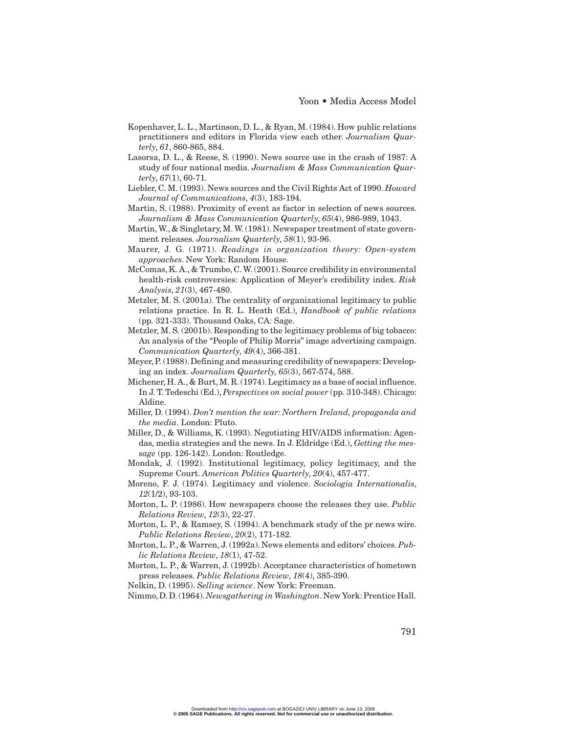Kopenhaver, L. L., Martinson, D. L., & Ryan, M. (1984). How public relations practitioners and editors in Florida view each other. *Journalism Quarterly*, *61*, 860-865, 884.

Lasorsa, D. L., & Reese, S. (1990). News source use in the crash of 1987: A study of four national media. *Journalism & Mass Communication Quarterly*, *67*(1), 60-71.

Liebler, C. M. (1993). News sources and the Civil Rights Act of 1990. *Howard Journal of Communications*, *4*(3), 183-194.

Martin, S. (1988). Proximity of event as factor in selection of news sources. *Journalism & Mass Communication Quarterly*, *65*(4), 986-989, 1043.

Martin, W., & Singletary, M. W. (1981). Newspaper treatment of state government releases. *Journalism Quarterly*, *58*(1), 93-96.

Maurer, J. G. (1971). *Readings in organization theory: Open-system approaches*. New York: Random House.

McComas, K. A., & Trumbo, C. W. (2001). Source credibility in environmental health-risk controversies: Application of Meyer's credibility index. *Risk Analysis*, *21*(3), 467-480.

Metzler, M. S. (2001a). The centrality of organizational legitimacy to public relations practice. In R. L. Heath (Ed.), *Handbook of public relations* (pp. 321-333). Thousand Oaks, CA: Sage.

Metzler, M. S. (2001b). Responding to the legitimacy problems of big tobacco: An analysis of the "People of Philip Morris" image advertising campaign. *Communication Quarterly*, *49*(4), 366-381.

Meyer, P. (1988). Defining and measuring credibility of newspapers: Developing an index. *Journalism Quarterly*, *65*(3), 567-574, 588.

Michener, H. A., & Burt, M. R. (1974). Legitimacy as a base of social influence. In J. T. Tedeschi (Ed.), *Perspectives on social power* (pp. 310-348). Chicago: Aldine.

Miller, D. (1994). *Don't mention the war: Northern Ireland, propaganda and the media*. London: Pluto.

Miller, D., & Williams, K. (1993). Negotiating HIV/AIDS information: Agendas, media strategies and the news. In J. Eldridge (Ed.), *Getting the message* (pp. 126-142). London: Routledge.

Mondak, J. (1992). Institutional legitimacy, policy legitimacy, and the Supreme Court. *American Politics Quarterly*, *20*(4), 457-477.

Moreno, F. J. (1974). Legitimacy and violence. *Sociologia Internationalis*, *12*(1/2), 93-103.

Morton, L. P. (1986). How newspapers choose the releases they use. *Public Relations Review*, *12*(3), 22-27.

Morton, L. P., & Ramsey, S. (1994). A benchmark study of the pr news wire. *Public Relations Review*, *20*(2), 171-182.

Morton, L. P., & Warren, J. (1992a). News elements and editors' choices. *Public Relations Review*, *18*(1), 47-52.

Morton, L. P., & Warren, J. (1992b). Acceptance characteristics of hometown press releases. *Public Relations Review*, *18*(4), 385-390.

Nelkin, D. (1995). *Selling science*. New York: Freeman.

Nimmo, D. D. (1964). *Newsgathering in Washington*. New York: Prentice Hall.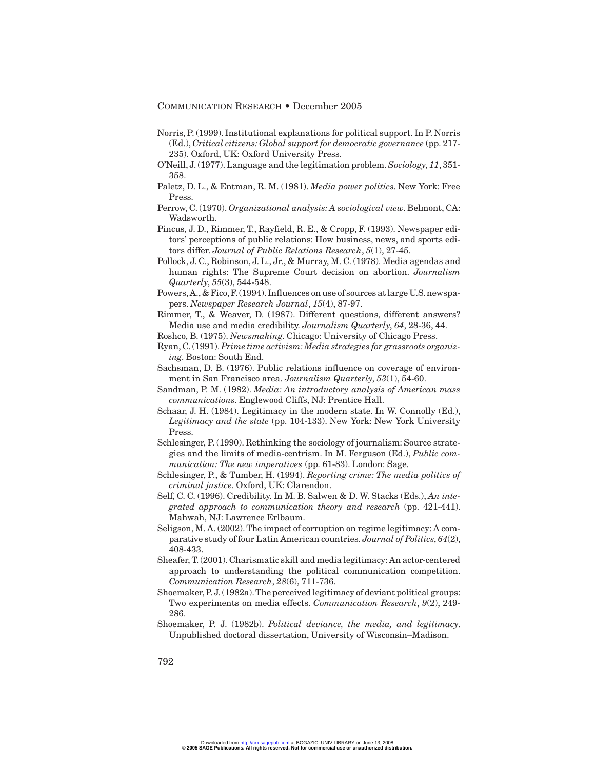Norris, P. (1999). Institutional explanations for political support. In P. Norris (Ed.), *Critical citizens: Global support for democratic governance* (pp. 217-235). Oxford, UK: Oxford University Press.

O'Neill, J. (1977). Language and the legitimation problem. *Sociology*, *11*, 351-358.

Paletz, D. L., & Entman, R. M. (1981). *Media power politics*. New York: Free Press.

Perrow, C. (1970). *Organizational analysis: A sociological view*. Belmont, CA: Wadsworth.

Pincus, J. D., Rimmer, T., Rayfield, R. E., & Cropp, F. (1993). Newspaper editors' perceptions of public relations: How business, news, and sports editors differ. *Journal of Public Relations Research*, *5*(1), 27-45.

Pollock, J. C., Robinson, J. L., Jr., & Murray, M. C. (1978). Media agendas and human rights: The Supreme Court decision on abortion. *Journalism Quarterly*, *55*(3), 544-548.

Powers, A., & Fico, F. (1994). Influences on use of sources at large U.S. newspapers. *Newspaper Research Journal*, *15*(4), 87-97.

Rimmer, T., & Weaver, D. (1987). Different questions, different answers? Media use and media credibility. *Journalism Quarterly*, *64*, 28-36, 44.

Roshco, B. (1975). *Newsmaking*. Chicago: University of Chicago Press.

Ryan, C. (1991). *Prime time activism: Media strategies for grassroots organizing*. Boston: South End.

Sachsman, D. B. (1976). Public relations influence on coverage of environment in San Francisco area. *Journalism Quarterly*, *53*(1), 54-60.

Sandman, P. M. (1982). *Media: An introductory analysis of American mass communications*. Englewood Cliffs, NJ: Prentice Hall.

Schaar, J. H. (1984). Legitimacy in the modern state. In W. Connolly (Ed.), *Legitimacy and the state* (pp. 104-133). New York: New York University Press.

Schlesinger, P. (1990). Rethinking the sociology of journalism: Source strategies and the limits of media-centrism. In M. Ferguson (Ed.), *Public communication: The new imperatives* (pp. 61-83). London: Sage.

Schlesinger, P., & Tumber, H. (1994). *Reporting crime: The media politics of criminal justice*. Oxford, UK: Clarendon.

Self, C. C. (1996). Credibility. In M. B. Salwen & D. W. Stacks (Eds.), *An integrated approach to communication theory and research* (pp. 421-441). Mahwah, NJ: Lawrence Erlbaum.

Seligson, M. A. (2002). The impact of corruption on regime legitimacy: A comparative study of four Latin American countries. *Journal of Politics*, *64*(2), 408-433.

Sheafer, T. (2001). Charismatic skill and media legitimacy: An actor-centered approach to understanding the political communication competition. *Communication Research*, *28*(6), 711-736.

Shoemaker, P. J. (1982a). The perceived legitimacy of deviant political groups: Two experiments on media effects. *Communication Research*, *9*(2), 249-286.

Shoemaker, P. J. (1982b). *Political deviance, the media, and legitimacy*. Unpublished doctoral dissertation, University of Wisconsin–Madison.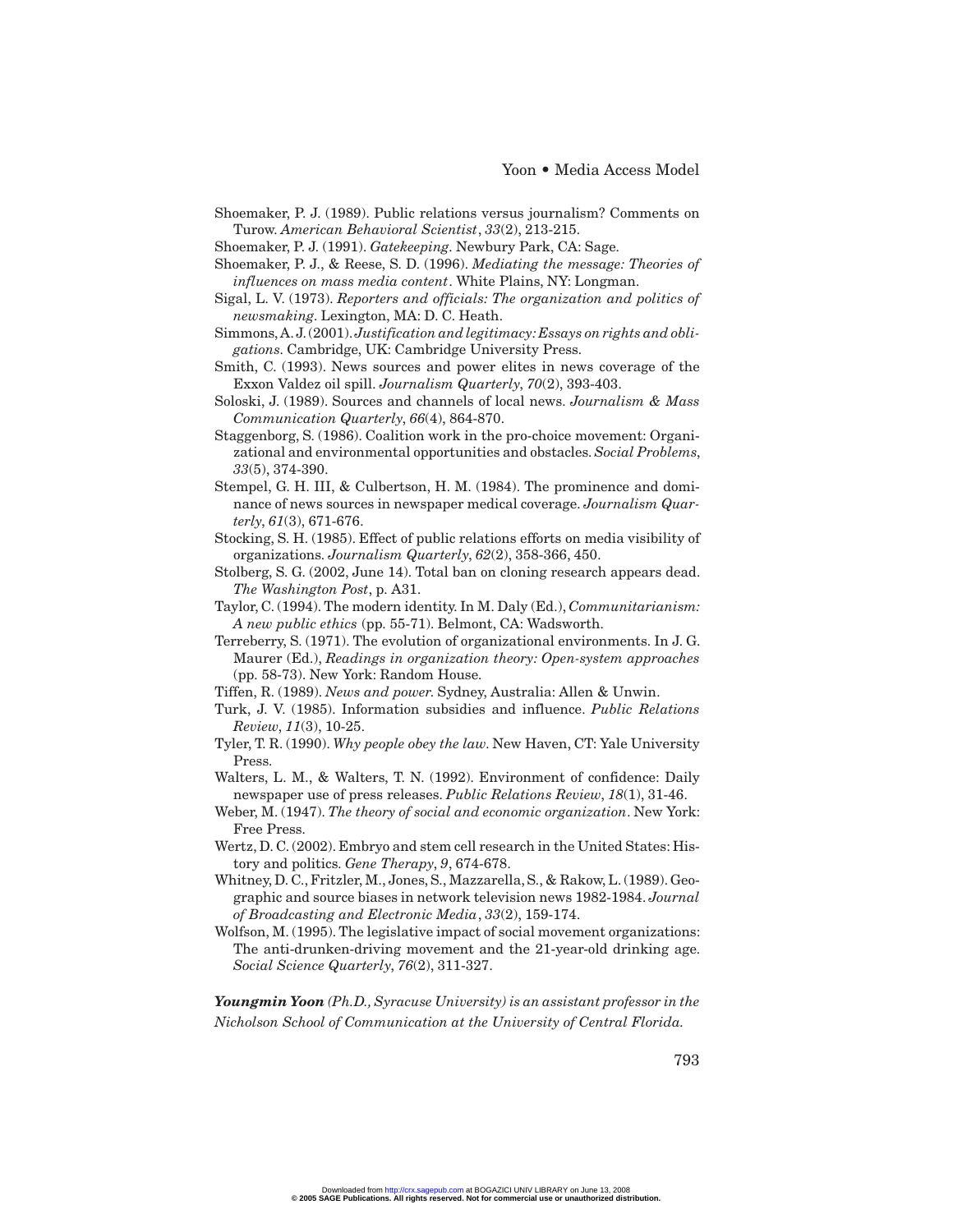Shoemaker, P. J. (1989). Public relations versus journalism? Comments on Turow. *American Behavioral Scientist*, *33*(2), 213-215.

Shoemaker, P. J. (1991). *Gatekeeping*. Newbury Park, CA: Sage.

Shoemaker, P. J., & Reese, S. D. (1996). *Mediating the message: Theories of influences on mass media content*. White Plains, NY: Longman.

Sigal, L. V. (1973). *Reporters and officials: The organization and politics of newsmaking*. Lexington, MA: D. C. Heath.

Simmons, A. J. (2001). *Justification and legitimacy: Essays on rights and obligations*. Cambridge, UK: Cambridge University Press.

Smith, C. (1993). News sources and power elites in news coverage of the Exxon Valdez oil spill. *Journalism Quarterly*, *70*(2), 393-403.

Soloski, J. (1989). Sources and channels of local news. *Journalism & Mass Communication Quarterly*, *66*(4), 864-870.

Staggenborg, S. (1986). Coalition work in the pro-choice movement: Organizational and environmental opportunities and obstacles. *Social Problems*, *33*(5), 374-390.

Stempel, G. H. III, & Culbertson, H. M. (1984). The prominence and dominance of news sources in newspaper medical coverage. *Journalism Quarterly*, *61*(3), 671-676.

Stocking, S. H. (1985). Effect of public relations efforts on media visibility of organizations. *Journalism Quarterly*, *62*(2), 358-366, 450.

Stolberg, S. G. (2002, June 14). Total ban on cloning research appears dead. *The Washington Post*, p. A31.

Taylor, C. (1994). The modern identity. In M. Daly (Ed.), *Communitarianism: A new public ethics* (pp. 55-71). Belmont, CA: Wadsworth.

Terreberry, S. (1971). The evolution of organizational environments. In J. G. Maurer (Ed.), *Readings in organization theory: Open-system approaches* (pp. 58-73). New York: Random House.

Tiffen, R. (1989). *News and power*. Sydney, Australia: Allen & Unwin.

Turk, J. V. (1985). Information subsidies and influence. *Public Relations Review*, *11*(3), 10-25.

Tyler, T. R. (1990). *Why people obey the law*. New Haven, CT: Yale University Press.

Walters, L. M., & Walters, T. N. (1992). Environment of confidence: Daily newspaper use of press releases. *Public Relations Review*, *18*(1), 31-46.

Weber, M. (1947). *The theory of social and economic organization*. New York: Free Press.

Wertz, D. C. (2002). Embryo and stem cell research in the United States: History and politics. *Gene Therapy*, *9*, 674-678.

Whitney, D. C., Fritzler, M., Jones, S., Mazzarella, S., & Rakow, L. (1989). Geographic and source biases in network television news 1982-1984. *Journal of Broadcasting and Electronic Media*, *33*(2), 159-174.

Wolfson, M. (1995). The legislative impact of social movement organizations: The anti-drunken-driving movement and the 21-year-old drinking age. *Social Science Quarterly*, *76*(2), 311-327.

***Youngmin Yoon*** *(Ph.D., Syracuse University) is an assistant professor in the Nicholson School of Communication at the University of Central Florida.*